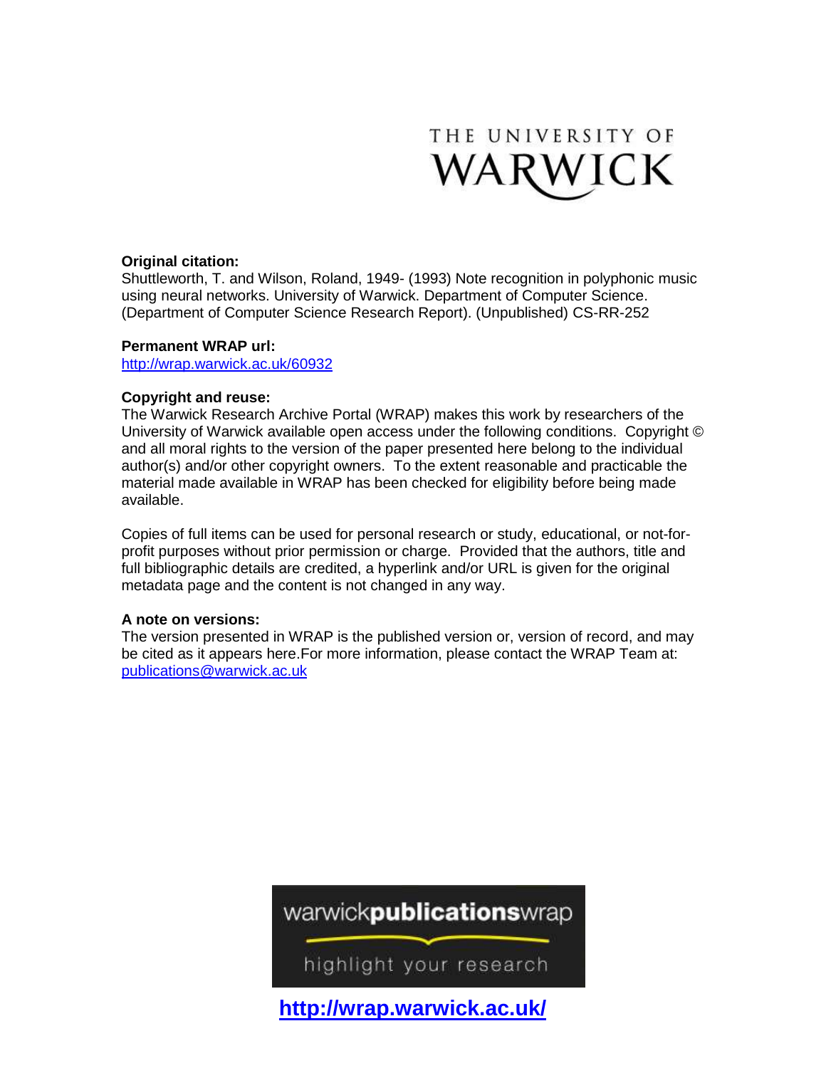THE UNIVERSITY OF WARWICK

**Original citation:**
Shuttleworth, T. and Wilson, Roland, 1949- (1993) Note recognition in polyphonic music using neural networks. University of Warwick. Department of Computer Science. (Department of Computer Science Research Report). (Unpublished) CS-RR-252

**Permanent WRAP url:**
http://wrap.warwick.ac.uk/60932

**Copyright and reuse:**
The Warwick Research Archive Portal (WRAP) makes this work by researchers of the University of Warwick available open access under the following conditions. Copyright © and all moral rights to the version of the paper presented here belong to the individual author(s) and/or other copyright owners. To the extent reasonable and practicable the material made available in WRAP has been checked for eligibility before being made available.

Copies of full items can be used for personal research or study, educational, or not-for-profit purposes without prior permission or charge. Provided that the authors, title and full bibliographic details are credited, a hyperlink and/or URL is given for the original metadata page and the content is not changed in any way.

**A note on versions:**
The version presented in WRAP is the published version or, version of record, and may be cited as it appears here.For more information, please contact the WRAP Team at: publications@warwick.ac.uk

warwick**publications**wrap

highlight your research

**http://wrap.warwick.ac.uk/**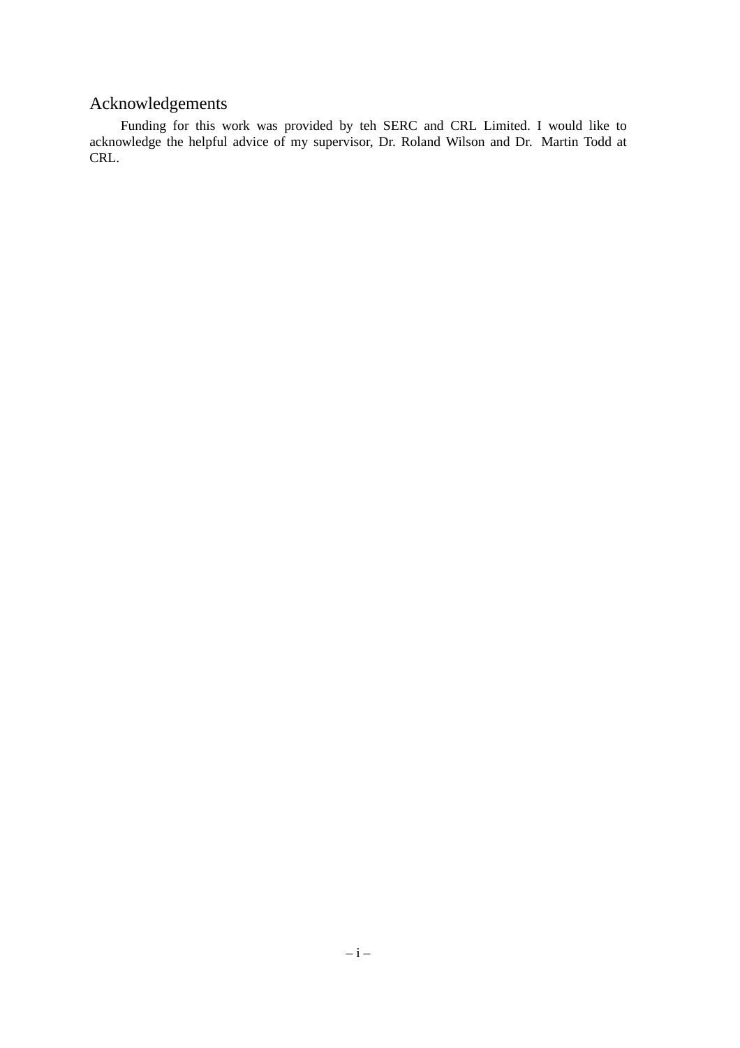## Acknowledgements

Funding for this work was provided by teh SERC and CRL Limited. I would like to acknowledge the helpful advice of my supervisor, Dr. Roland Wilson and Dr. Martin Todd at CRL.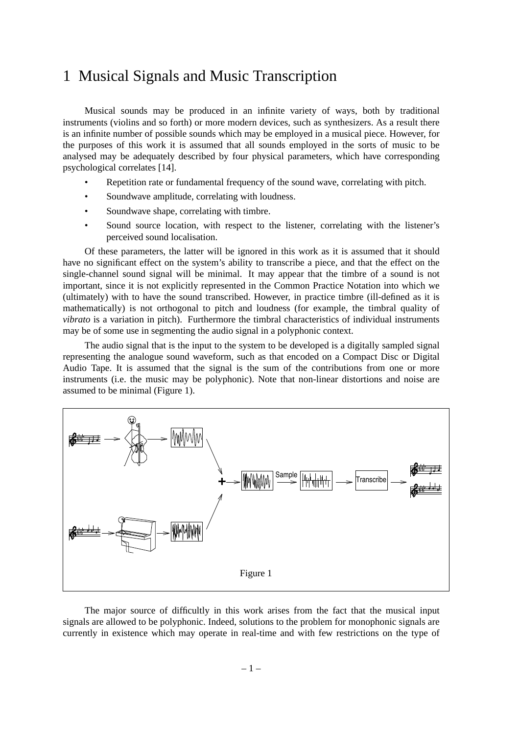# 1 Musical Signals and Music Transcription

Musical sounds may be produced in an infinite variety of ways, both by traditional instruments (violins and so forth) or more modern devices, such as synthesizers. As a result there is an infinite number of possible sounds which may be employed in a musical piece. However, for the purposes of this work it is assumed that all sounds employed in the sorts of music to be analysed may be adequately described by four physical parameters, which have corresponding psychological correlates [14].

- Repetition rate or fundamental frequency of the sound wave, correlating with pitch.
- Soundwave amplitude, correlating with loudness.
- Soundwave shape, correlating with timbre.
- Sound source location, with respect to the listener, correlating with the listener's perceived sound localisation.

Of these parameters, the latter will be ignored in this work as it is assumed that it should have no significant effect on the system's ability to transcribe a piece, and that the effect on the single-channel sound signal will be minimal. It may appear that the timbre of a sound is not important, since it is not explicitly represented in the Common Practice Notation into which we (ultimately) with to have the sound transcribed. However, in practice timbre (ill-defined as it is mathematically) is not orthogonal to pitch and loudness (for example, the timbral quality of *vibrato* is a variation in pitch). Furthermore the timbral characteristics of individual instruments may be of some use in segmenting the audio signal in a polyphonic context.

The audio signal that is the input to the system to be developed is a digitally sampled signal representing the analogue sound waveform, such as that encoded on a Compact Disc or Digital Audio Tape. It is assumed that the signal is the sum of the contributions from one or more instruments (i.e. the music may be polyphonic). Note that non-linear distortions and noise are assumed to be minimal (Figure 1).

Figure 1

The major source of difficultly in this work arises from the fact that the musical input signals are allowed to be polyphonic. Indeed, solutions to the problem for monophonic signals are currently in existence which may operate in real-time and with few restrictions on the type of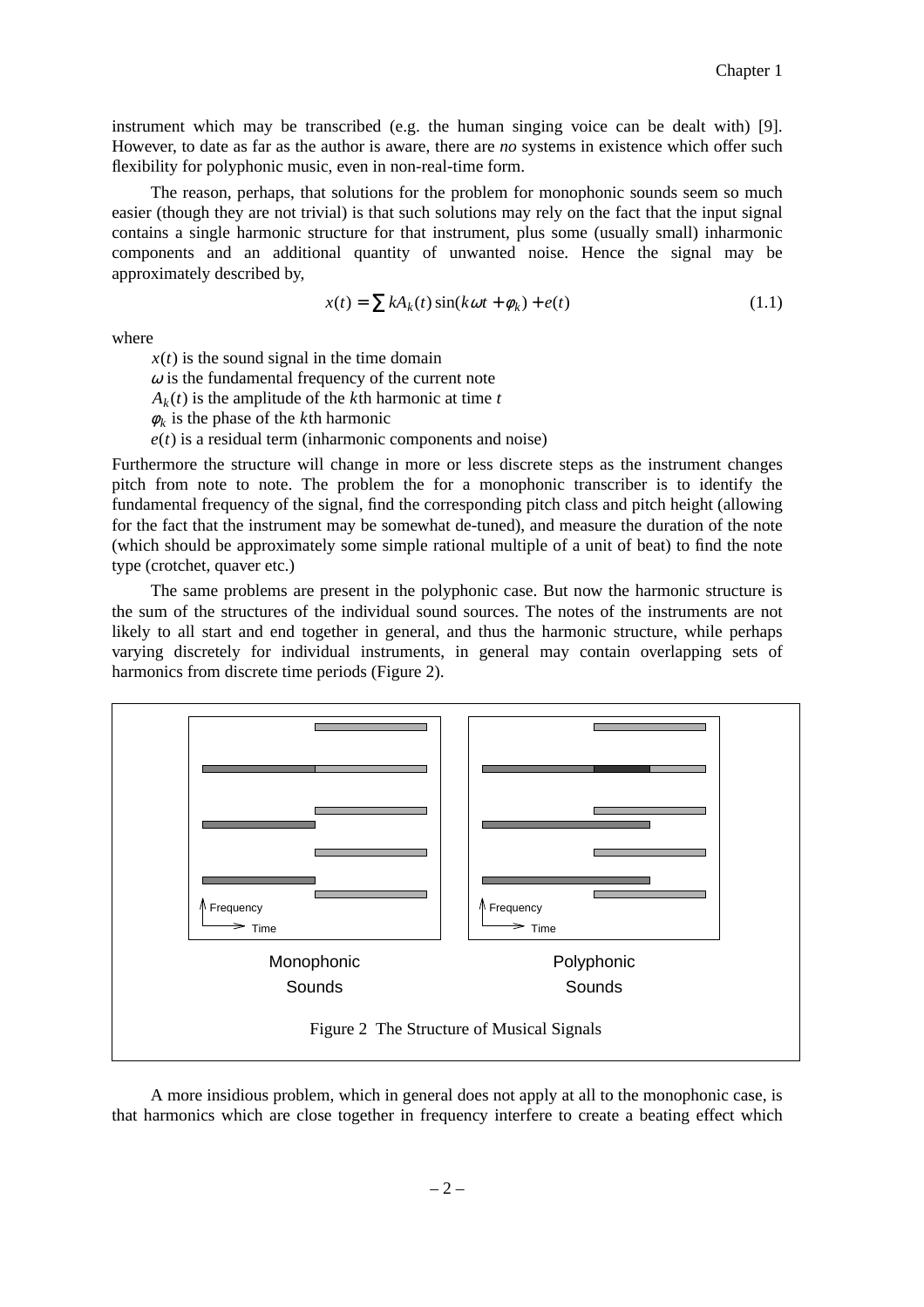instrument which may be transcribed (e.g. the human singing voice can be dealt with) [9]. However, to date as far as the author is aware, there are *no* systems in existence which offer such flexibility for polyphonic music, even in non-real-time form.

The reason, perhaps, that solutions for the problem for monophonic sounds seem so much easier (though they are not trivial) is that such solutions may rely on the fact that the input signal contains a single harmonic structure for that instrument, plus some (usually small) inharmonic components and an additional quantity of unwanted noise. Hence the signal may be approximately described by,

$$x(t) = \sum kA_k(t)\sin(k\omega t + \phi_k) + e(t) \tag{1.1}$$

where

$x(t)$ is the sound signal in the time domain
$\omega$ is the fundamental frequency of the current note
$A_k(t)$ is the amplitude of the $k$th harmonic at time $t$
$\phi_k$ is the phase of the $k$th harmonic
$e(t)$ is a residual term (inharmonic components and noise)

Furthermore the structure will change in more or less discrete steps as the instrument changes pitch from note to note. The problem the for a monophonic transcriber is to identify the fundamental frequency of the signal, find the corresponding pitch class and pitch height (allowing for the fact that the instrument may be somewhat de-tuned), and measure the duration of the note (which should be approximately some simple rational multiple of a unit of beat) to find the note type (crotchet, quaver etc.)

The same problems are present in the polyphonic case. But now the harmonic structure is the sum of the structures of the individual sound sources. The notes of the instruments are not likely to all start and end together in general, and thus the harmonic structure, while perhaps varying discretely for individual instruments, in general may contain overlapping sets of harmonics from discrete time periods (Figure 2).

Frequency / Time — Monophonic Sounds

Frequency / Time — Polyphonic Sounds

Figure 2 The Structure of Musical Signals

A more insidious problem, which in general does not apply at all to the monophonic case, is that harmonics which are close together in frequency interfere to create a beating effect which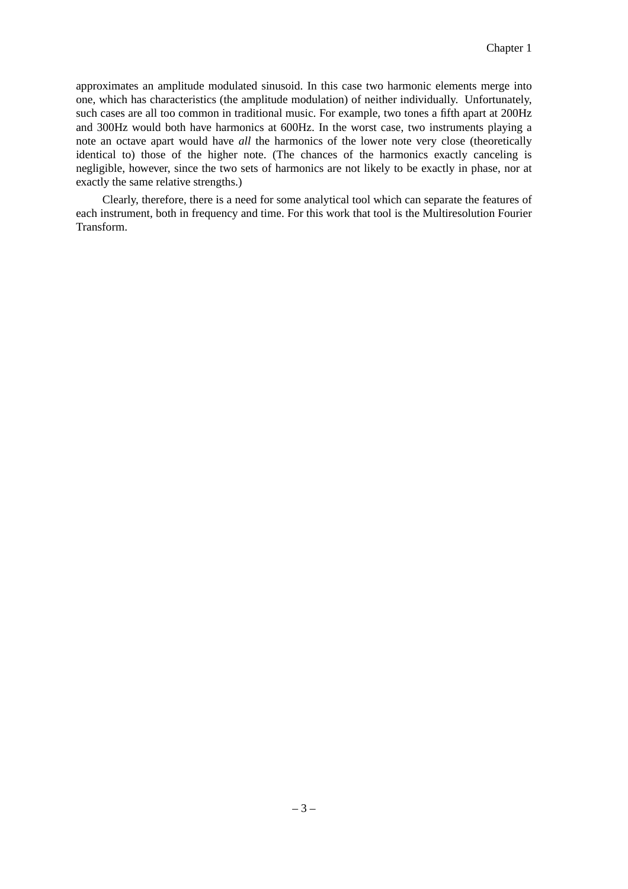approximates an amplitude modulated sinusoid. In this case two harmonic elements merge into one, which has characteristics (the amplitude modulation) of neither individually. Unfortunately, such cases are all too common in traditional music. For example, two tones a fifth apart at 200Hz and 300Hz would both have harmonics at 600Hz. In the worst case, two instruments playing a note an octave apart would have *all* the harmonics of the lower note very close (theoretically identical to) those of the higher note. (The chances of the harmonics exactly canceling is negligible, however, since the two sets of harmonics are not likely to be exactly in phase, nor at exactly the same relative strengths.)

Clearly, therefore, there is a need for some analytical tool which can separate the features of each instrument, both in frequency and time. For this work that tool is the Multiresolution Fourier Transform.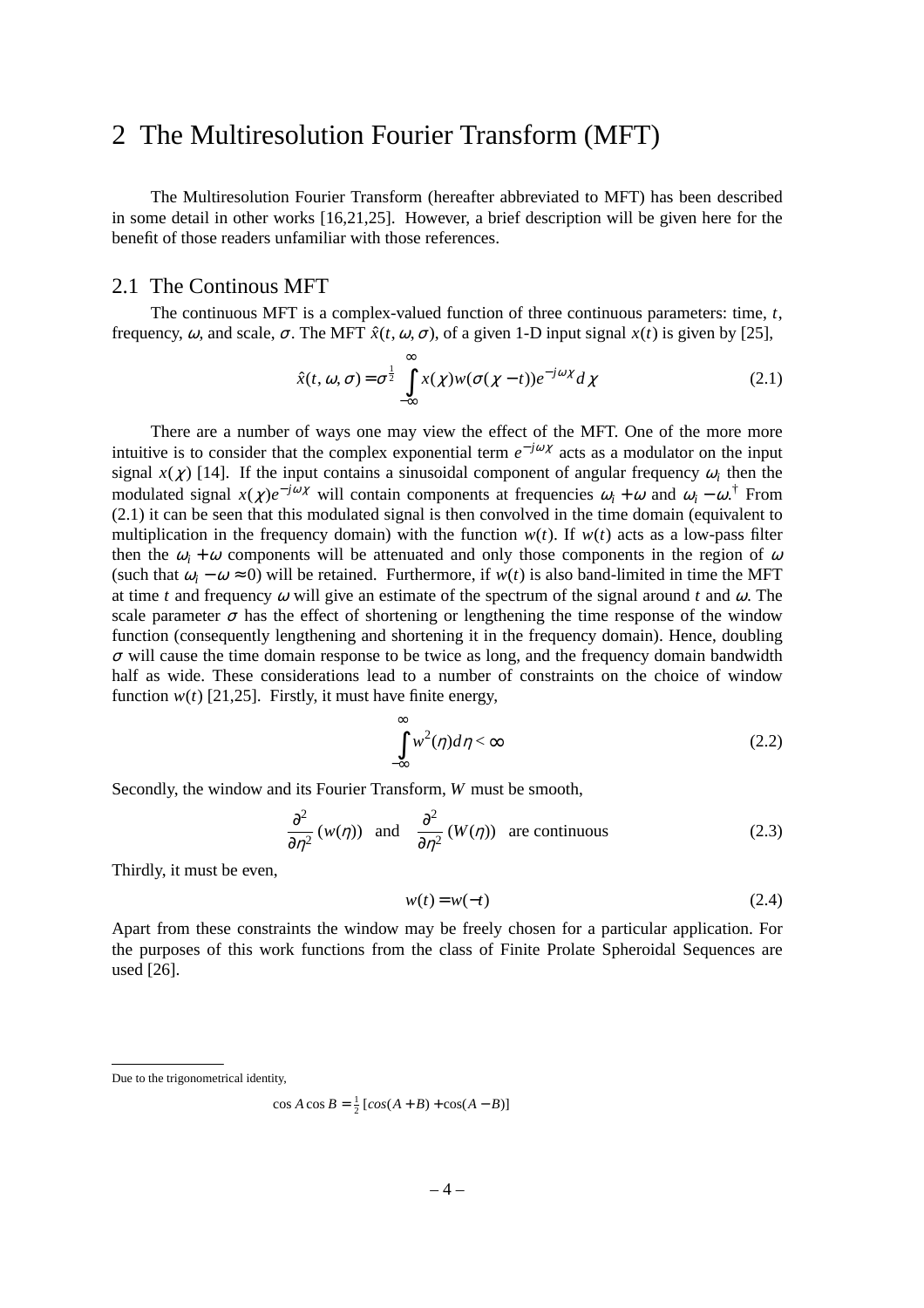# 2 The Multiresolution Fourier Transform (MFT)

The Multiresolution Fourier Transform (hereafter abbreviated to MFT) has been described in some detail in other works [16,21,25]. However, a brief description will be given here for the benefit of those readers unfamiliar with those references.

## 2.1 The Continous MFT

The continuous MFT is a complex-valued function of three continuous parameters: time, $t$, frequency, $\omega$, and scale, $\sigma$. The MFT $\hat{x}(t, \omega, \sigma)$, of a given 1-D input signal $x(t)$ is given by [25],

$$\hat{x}(t, \omega, \sigma) = \sigma^{\frac{1}{2}} \int_{-\infty}^{\infty} x(\chi) w(\sigma(\chi - t)) e^{-j\omega\chi} d\chi \tag{2.1}$$

There are a number of ways one may view the effect of the MFT. One of the more more intuitive is to consider that the complex exponential term $e^{-j\omega\chi}$ acts as a modulator on the input signal $x(\chi)$ [14]. If the input contains a sinusoidal component of angular frequency $\omega_i$ then the modulated signal $x(\chi)e^{-j\omega\chi}$ will contain components at frequencies $\omega_i + \omega$ and $\omega_i - \omega$.[†] From (2.1) it can be seen that this modulated signal is then convolved in the time domain (equivalent to multiplication in the frequency domain) with the function $w(t)$. If $w(t)$ acts as a low-pass filter then the $\omega_i + \omega$ components will be attenuated and only those components in the region of $\omega$ (such that $\omega_i - \omega \approx 0$) will be retained. Furthermore, if $w(t)$ is also band-limited in time the MFT at time $t$ and frequency $\omega$ will give an estimate of the spectrum of the signal around $t$ and $\omega$. The scale parameter $\sigma$ has the effect of shortening or lengthening the time response of the window function (consequently lengthening and shortening it in the frequency domain). Hence, doubling $\sigma$ will cause the time domain response to be twice as long, and the frequency domain bandwidth half as wide. These considerations lead to a number of constraints on the choice of window function $w(t)$ [21,25]. Firstly, it must have finite energy,

$$\int_{-\infty}^{\infty} w^2(\eta) d\eta < \infty \tag{2.2}$$

Secondly, the window and its Fourier Transform, $W$ must be smooth,

$$\frac{\partial^2}{\partial\eta^2}(w(\eta)) \quad \text{and} \quad \frac{\partial^2}{\partial\eta^2}(W(\eta)) \quad \text{are continuous} \tag{2.3}$$

Thirdly, it must be even,

$$w(t) = w(-t) \tag{2.4}$$

Apart from these constraints the window may be freely chosen for a particular application. For the purposes of this work functions from the class of Finite Prolate Spheroidal Sequences are used [26].

---

Due to the trigonometrical identity,

$$\cos A \cos B = \tfrac{1}{2}\left[cos(A + B) + \cos(A - B)\right]$$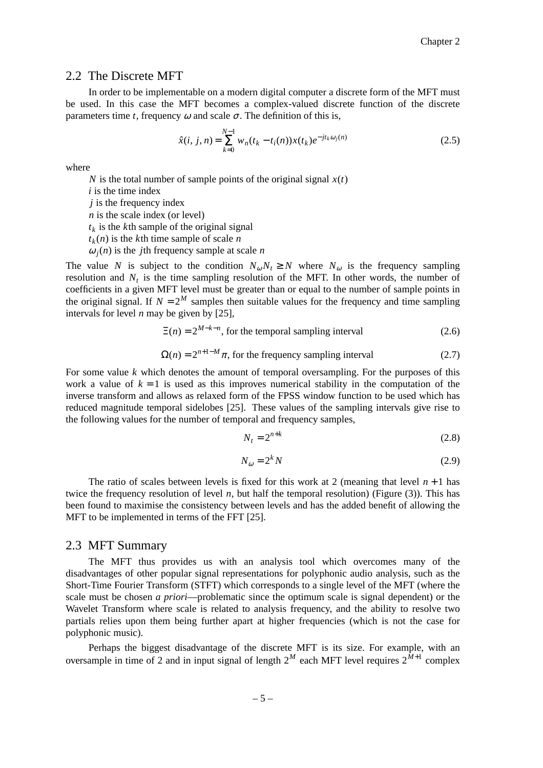## 2.2 The Discrete MFT

In order to be implementable on a modern digital computer a discrete form of the MFT must be used. In this case the MFT becomes a complex-valued discrete function of the discrete parameters time $t$, frequency $\omega$ and scale $\sigma$. The definition of this is,

$$\hat{x}(i, j, n) = \sum_{k=0}^{N-1} w_n(t_k - t_i(n))x(t_k)e^{-jt_k\omega_j(n)} \tag{2.5}$$

where

$N$ is the total number of sample points of the original signal $x(t)$
$i$ is the time index
$j$ is the frequency index
$n$ is the scale index (or level)
$t_k$ is the $k$th sample of the original signal
$t_k(n)$ is the $k$th time sample of scale $n$
$\omega_j(n)$ is the $j$th frequency sample at scale $n$

The value $N$ is subject to the condition $N_\omega N_t \geq N$ where $N_\omega$ is the frequency sampling resolution and $N_t$ is the time sampling resolution of the MFT. In other words, the number of coefficients in a given MFT level must be greater than or equal to the number of sample points in the original signal. If $N = 2^M$ samples then suitable values for the frequency and time sampling intervals for level $n$ may be given by [25],

$$\Xi(n) = 2^{M-k-n}, \text{ for the temporal sampling interval} \tag{2.6}$$

$$\Omega(n) = 2^{n+1-M}\pi, \text{ for the frequency sampling interval} \tag{2.7}$$

For some value $k$ which denotes the amount of temporal oversampling. For the purposes of this work a value of $k = 1$ is used as this improves numerical stability in the computation of the inverse transform and allows as relaxed form of the FPSS window function to be used which has reduced magnitude temporal sidelobes [25]. These values of the sampling intervals give rise to the following values for the number of temporal and frequency samples,

$$N_t = 2^{n+k} \tag{2.8}$$

$$N_\omega = 2^k N \tag{2.9}$$

The ratio of scales between levels is fixed for this work at 2 (meaning that level $n+1$ has twice the frequency resolution of level $n$, but half the temporal resolution) (Figure (3)). This has been found to maximise the consistency between levels and has the added benefit of allowing the MFT to be implemented in terms of the FFT [25].

## 2.3 MFT Summary

The MFT thus provides us with an analysis tool which overcomes many of the disadvantages of other popular signal representations for polyphonic audio analysis, such as the Short-Time Fourier Transform (STFT) which corresponds to a single level of the MFT (where the scale must be chosen *a priori*—problematic since the optimum scale is signal dependent) or the Wavelet Transform where scale is related to analysis frequency, and the ability to resolve two partials relies upon them being further apart at higher frequencies (which is not the case for polyphonic music).

Perhaps the biggest disadvantage of the discrete MFT is its size. For example, with an oversample in time of 2 and in input signal of length $2^M$ each MFT level requires $2^{M+1}$ complex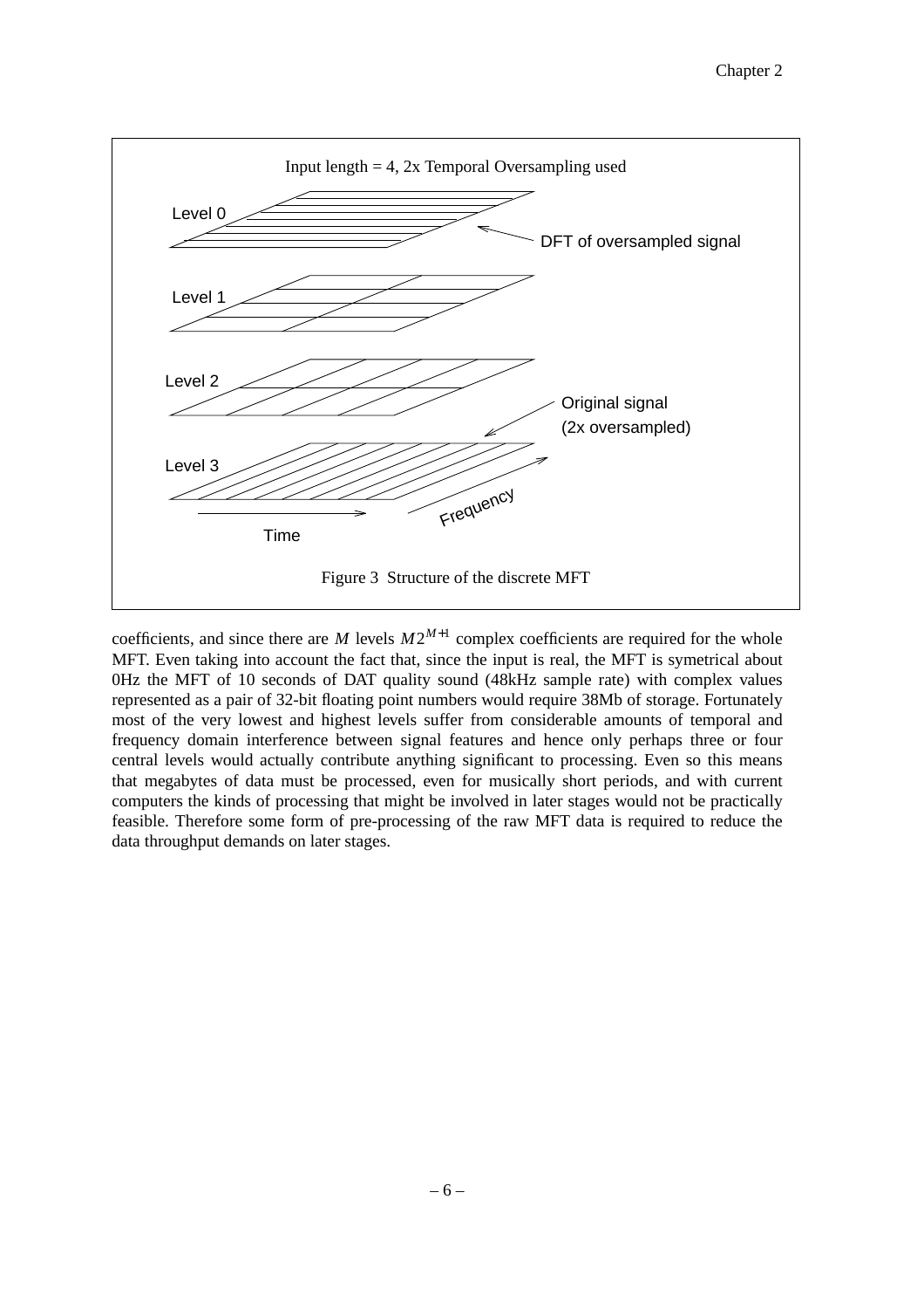Figure 3  Structure of the discrete MFT

coefficients, and since there are $M$ levels $M2^{M+1}$ complex coefficients are required for the whole MFT. Even taking into account the fact that, since the input is real, the MFT is symetrical about 0Hz the MFT of 10 seconds of DAT quality sound (48kHz sample rate) with complex values represented as a pair of 32-bit floating point numbers would require 38Mb of storage. Fortunately most of the very lowest and highest levels suffer from considerable amounts of temporal and frequency domain interference between signal features and hence only perhaps three or four central levels would actually contribute anything significant to processing. Even so this means that megabytes of data must be processed, even for musically short periods, and with current computers the kinds of processing that might be involved in later stages would not be practically feasible. Therefore some form of pre-processing of the raw MFT data is required to reduce the data throughput demands on later stages.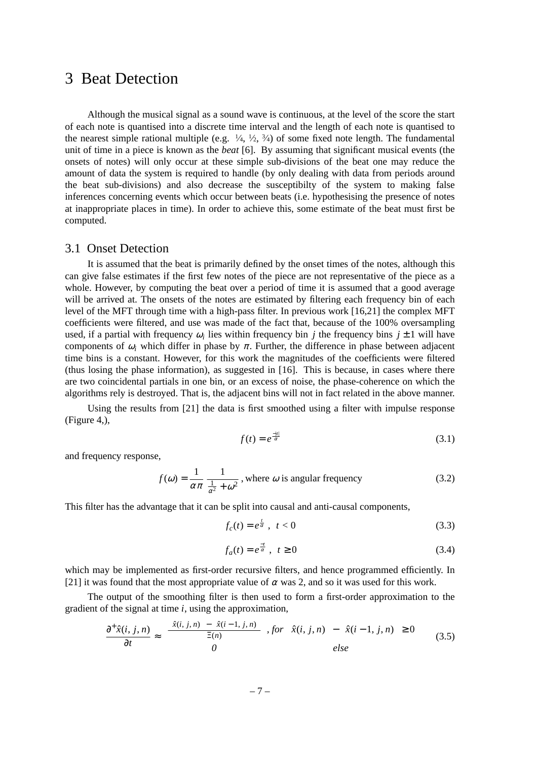# 3 Beat Detection

Although the musical signal as a sound wave is continuous, at the level of the score the start of each note is quantised into a discrete time interval and the length of each note is quantised to the nearest simple rational multiple (e.g. ¼, ½, ¾) of some fixed note length. The fundamental unit of time in a piece is known as the *beat* [6]. By assuming that significant musical events (the onsets of notes) will only occur at these simple sub-divisions of the beat one may reduce the amount of data the system is required to handle (by only dealing with data from periods around the beat sub-divisions) and also decrease the susceptibilty of the system to making false inferences concerning events which occur between beats (i.e. hypothesising the presence of notes at inappropriate places in time). In order to achieve this, some estimate of the beat must first be computed.

## 3.1 Onset Detection

It is assumed that the beat is primarily defined by the onset times of the notes, although this can give false estimates if the first few notes of the piece are not representative of the piece as a whole. However, by computing the beat over a period of time it is assumed that a good average will be arrived at. The onsets of the notes are estimated by filtering each frequency bin of each level of the MFT through time with a high-pass filter. In previous work [16,21] the complex MFT coefficients were filtered, and use was made of the fact that, because of the 100% oversampling used, if a partial with frequency $\omega_i$ lies within frequency bin $j$ the frequency bins $j \pm 1$ will have components of $\omega_i$ which differ in phase by $\pi$. Further, the difference in phase between adjacent time bins is a constant. However, for this work the magnitudes of the coefficients were filtered (thus losing the phase information), as suggested in [16]. This is because, in cases where there are two coincidental partials in one bin, or an excess of noise, the phase-coherence on which the algorithms rely is destroyed. That is, the adjacent bins will not in fact related in the above manner.

Using the results from [21] the data is first smoothed using a filter with impulse response (Figure 4,),

$$f(t) = e^{\frac{-|t|}{\alpha}} \tag{3.1}$$

and frequency response,

$$f(\omega) = \frac{1}{\alpha\pi}\,\frac{1}{\frac{1}{\alpha^2} + \omega^2}\text{, where } \omega \text{ is angular frequency} \tag{3.2}$$

This filter has the advantage that it can be split into causal and anti-causal components,

$$f_c(t) = e^{\frac{t}{\alpha}}\,,\;\; t < 0 \tag{3.3}$$

$$f_a(t) = e^{\frac{-t}{\alpha}}\,,\;\; t \geq 0 \tag{3.4}$$

which may be implemented as first-order recursive filters, and hence programmed efficiently. In [21] it was found that the most appropriate value of $\alpha$ was 2, and so it was used for this work.

The output of the smoothing filter is then used to form a first-order approximation to the gradient of the signal at time $i$, using the approximation,

$$\frac{\partial^{+}\hat{x}(i,j,n)}{\partial t} \approx \begin{cases} \dfrac{\hat{x}(i,j,n) - \hat{x}(i-1,j,n)}{\Xi(n)} & \text{, for } \hat{x}(i,j,n) - \hat{x}(i-1,j,n) \geq 0 \\ 0 & \text{else} \end{cases} \tag{3.5}$$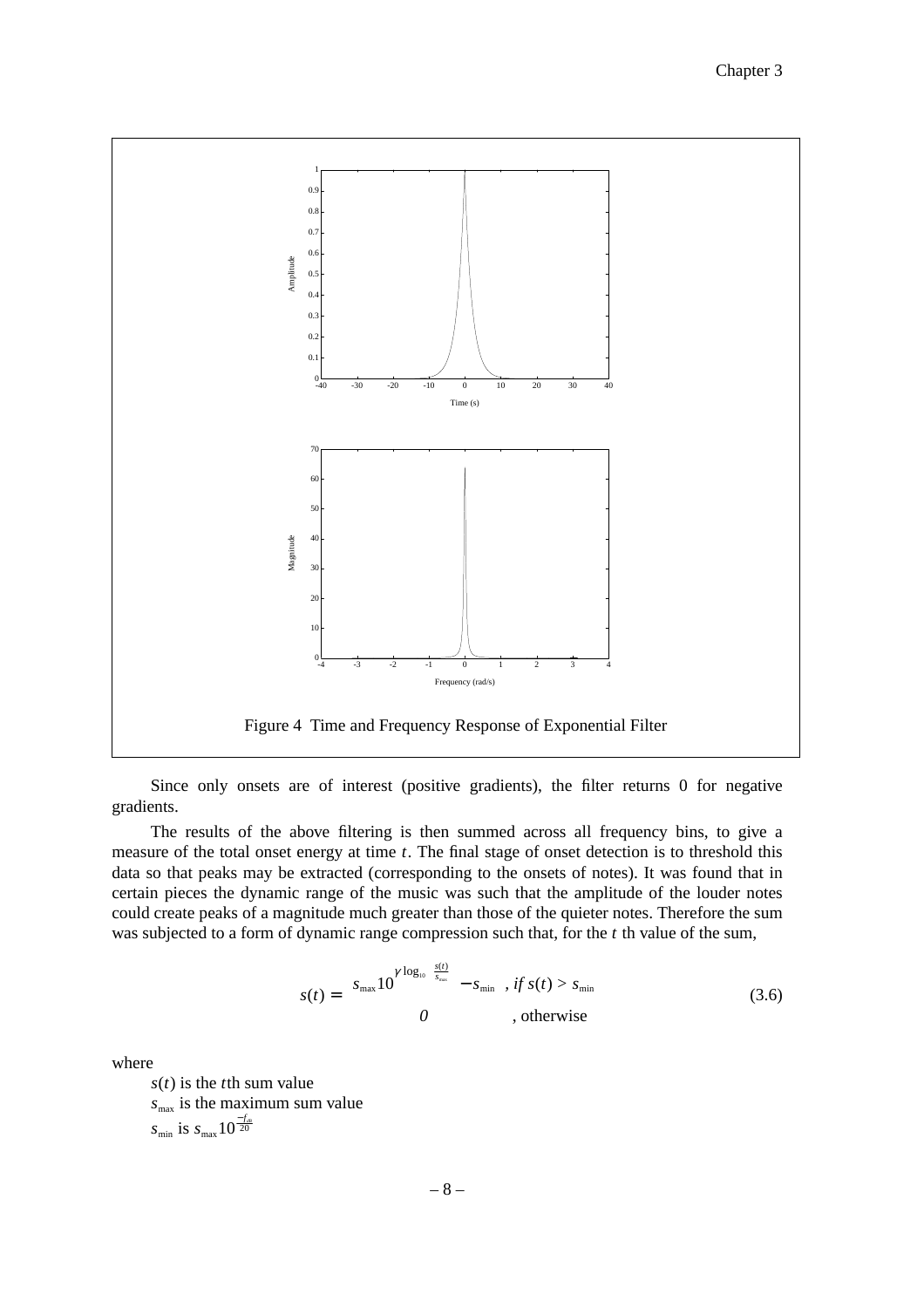Figure 4  Time and Frequency Response of Exponential Filter

Since only onsets are of interest (positive gradients), the filter returns 0 for negative gradients.

The results of the above filtering is then summed across all frequency bins, to give a measure of the total onset energy at time $t$. The final stage of onset detection is to threshold this data so that peaks may be extracted (corresponding to the onsets of notes). It was found that in certain pieces the dynamic range of the music was such that the amplitude of the louder notes could create peaks of a magnitude much greater than those of the quieter notes. Therefore the sum was subjected to a form of dynamic range compression such that, for the $t$ th value of the sum,

$$s(t) = \begin{cases} s_{\max} 10^{\gamma \log_{10} \frac{s(t)}{s_{\max}}} - s_{\min} & , \text{if } s(t) > s_{\min} \\ 0 & , \text{otherwise} \end{cases} \tag{3.6}$$

where

$s(t)$ is the $t$th sum value
$s_{\max}$ is the maximum sum value
$s_{\min}$ is $s_{\max} 10^{\frac{-f_{dB}}{20}}$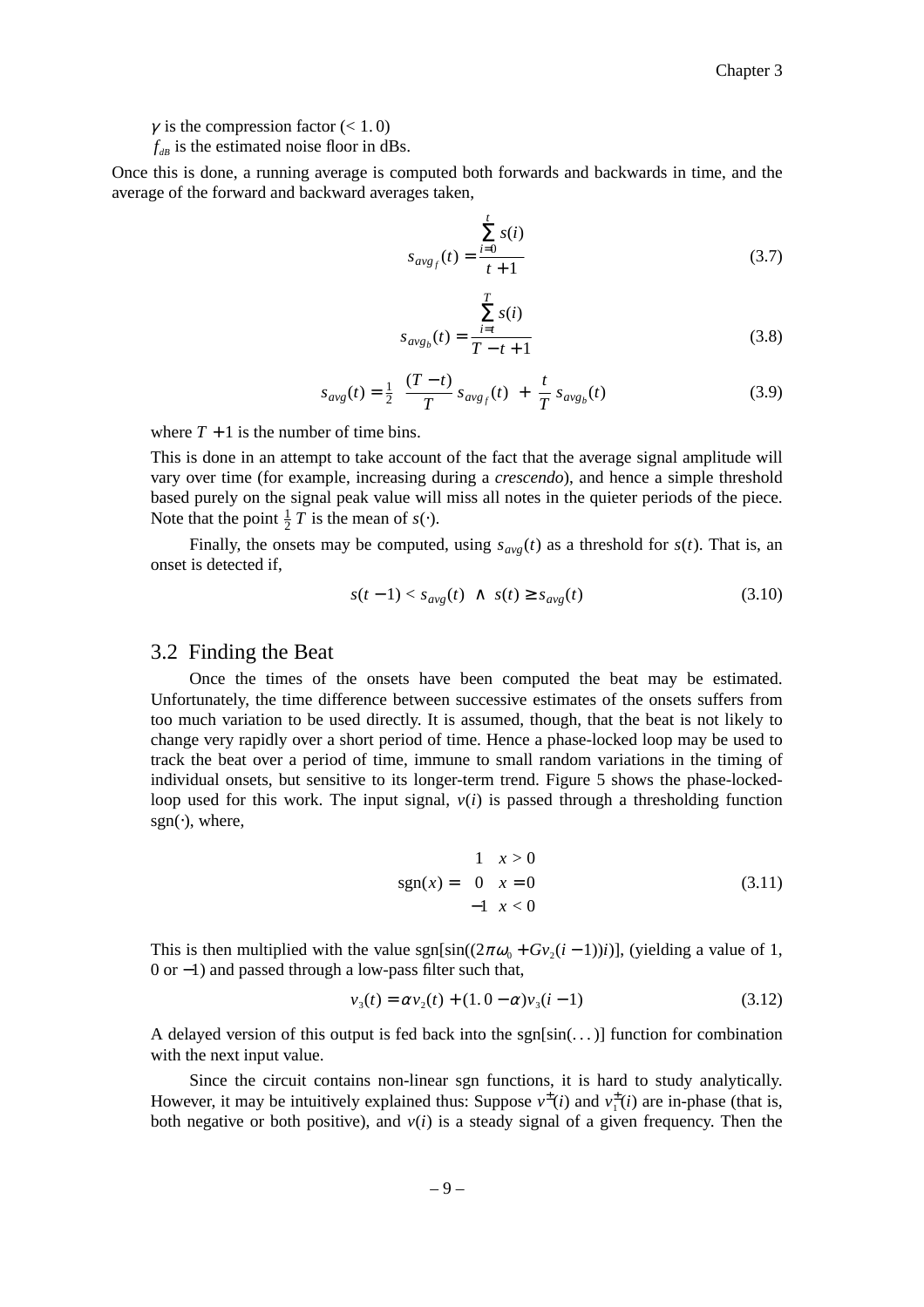$\gamma$ is the compression factor ($< 1.0$)

$f_{dB}$ is the estimated noise floor in dBs.

Once this is done, a running average is computed both forwards and backwards in time, and the average of the forward and backward averages taken,

$$s_{avg_f}(t) = \frac{\sum_{i=0}^{t} s(i)}{t+1} \tag{3.7}$$

$$s_{avg_b}(t) = \frac{\sum_{i=t}^{T} s(i)}{T-t+1} \tag{3.8}$$

$$s_{avg}(t) = \tfrac{1}{2}\left(\frac{(T-t)}{T}\, s_{avg_f}(t) + \frac{t}{T}\, s_{avg_b}(t)\right) \tag{3.9}$$

where $T+1$ is the number of time bins.

This is done in an attempt to take account of the fact that the average signal amplitude will vary over time (for example, increasing during a *crescendo*), and hence a simple threshold based purely on the signal peak value will miss all notes in the quieter periods of the piece. Note that the point $\frac{1}{2}T$ is the mean of $s(\cdot)$.

Finally, the onsets may be computed, using $s_{avg}(t)$ as a threshold for $s(t)$. That is, an onset is detected if,

$$s(t-1) < s_{avg}(t) \;\wedge\; s(t) \geq s_{avg}(t) \tag{3.10}$$

## 3.2 Finding the Beat

Once the times of the onsets have been computed the beat may be estimated. Unfortunately, the time difference between successive estimates of the onsets suffers from too much variation to be used directly. It is assumed, though, that the beat is not likely to change very rapidly over a short period of time. Hence a phase-locked loop may be used to track the beat over a period of time, immune to small random variations in the timing of individual onsets, but sensitive to its longer-term trend. Figure 5 shows the phase-locked-loop used for this work. The input signal, $v(i)$ is passed through a thresholding function $\mathrm{sgn}(\cdot)$, where,

$$\mathrm{sgn}(x) = \begin{cases} 1 & x > 0 \\ 0 & x = 0 \\ -1 & x < 0 \end{cases} \tag{3.11}$$

This is then multiplied with the value $\mathrm{sgn}[\sin((2\pi\omega_0 + Gv_2(i-1))i)]$, (yielding a value of 1, 0 or $-1$) and passed through a low-pass filter such that,

$$v_3(t) = \alpha v_2(t) + (1.0 - \alpha)v_3(i-1) \tag{3.12}$$

A delayed version of this output is fed back into the $\mathrm{sgn}[\sin(\ldots)]$ function for combination with the next input value.

Since the circuit contains non-linear sgn functions, it is hard to study analytically. However, it may be intuitively explained thus: Suppose $v^{\pm}(i)$ and $v_1^{\pm}(i)$ are in-phase (that is, both negative or both positive), and $v(i)$ is a steady signal of a given frequency. Then the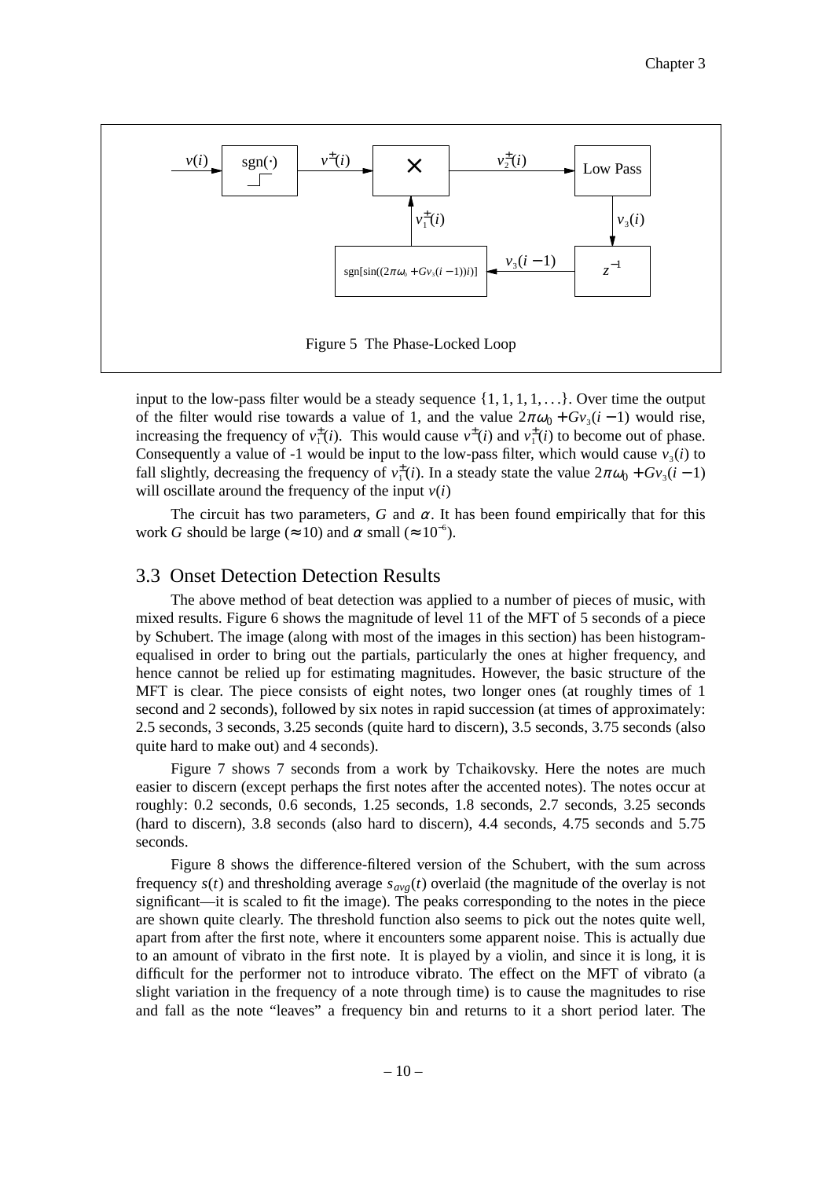Figure 5 The Phase-Locked Loop

input to the low-pass filter would be a steady sequence $\{1, 1, 1, 1, \ldots\}$. Over time the output of the filter would rise towards a value of 1, and the value $2\pi\omega_0 + Gv_3(i-1)$ would rise, increasing the frequency of $v_1^{\pm}(i)$. This would cause $v^{\pm}(i)$ and $v_1^{\pm}(i)$ to become out of phase. Consequently a value of -1 would be input to the low-pass filter, which would cause $v_3(i)$ to fall slightly, decreasing the frequency of $v_1^{\pm}(i)$. In a steady state the value $2\pi\omega_0 + Gv_3(i-1)$ will oscillate around the frequency of the input $v(i)$

The circuit has two parameters, $G$ and $\alpha$. It has been found empirically that for this work $G$ should be large ($\approx 10$) and $\alpha$ small ($\approx 10^{-6}$).

## 3.3 Onset Detection Detection Results

The above method of beat detection was applied to a number of pieces of music, with mixed results. Figure 6 shows the magnitude of level 11 of the MFT of 5 seconds of a piece by Schubert. The image (along with most of the images in this section) has been histogram-equalised in order to bring out the partials, particularly the ones at higher frequency, and hence cannot be relied up for estimating magnitudes. However, the basic structure of the MFT is clear. The piece consists of eight notes, two longer ones (at roughly times of 1 second and 2 seconds), followed by six notes in rapid succession (at times of approximately: 2.5 seconds, 3 seconds, 3.25 seconds (quite hard to discern), 3.5 seconds, 3.75 seconds (also quite hard to make out) and 4 seconds).

Figure 7 shows 7 seconds from a work by Tchaikovsky. Here the notes are much easier to discern (except perhaps the first notes after the accented notes). The notes occur at roughly: 0.2 seconds, 0.6 seconds, 1.25 seconds, 1.8 seconds, 2.7 seconds, 3.25 seconds (hard to discern), 3.8 seconds (also hard to discern), 4.4 seconds, 4.75 seconds and 5.75 seconds.

Figure 8 shows the difference-filtered version of the Schubert, with the sum across frequency $s(t)$ and thresholding average $s_{avg}(t)$ overlaid (the magnitude of the overlay is not significant—it is scaled to fit the image). The peaks corresponding to the notes in the piece are shown quite clearly. The threshold function also seems to pick out the notes quite well, apart from after the first note, where it encounters some apparent noise. This is actually due to an amount of vibrato in the first note. It is played by a violin, and since it is long, it is difficult for the performer not to introduce vibrato. The effect on the MFT of vibrato (a slight variation in the frequency of a note through time) is to cause the magnitudes to rise and fall as the note "leaves" a frequency bin and returns to it a short period later. The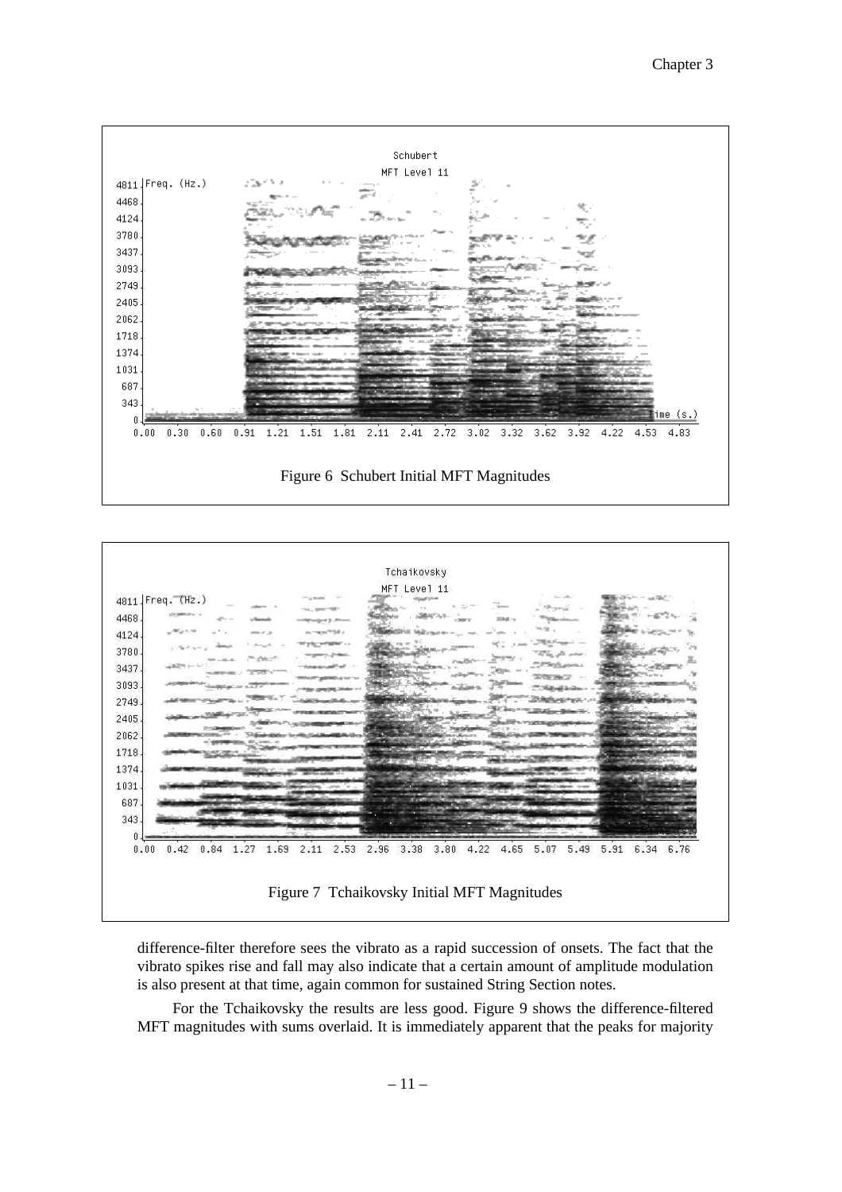Figure 6 Schubert Initial MFT Magnitudes

Figure 7 Tchaikovsky Initial MFT Magnitudes

difference-filter therefore sees the vibrato as a rapid succession of onsets. The fact that the vibrato spikes rise and fall may also indicate that a certain amount of amplitude modulation is also present at that time, again common for sustained String Section notes.

For the Tchaikovsky the results are less good. Figure 9 shows the difference-filtered MFT magnitudes with sums overlaid. It is immediately apparent that the peaks for majority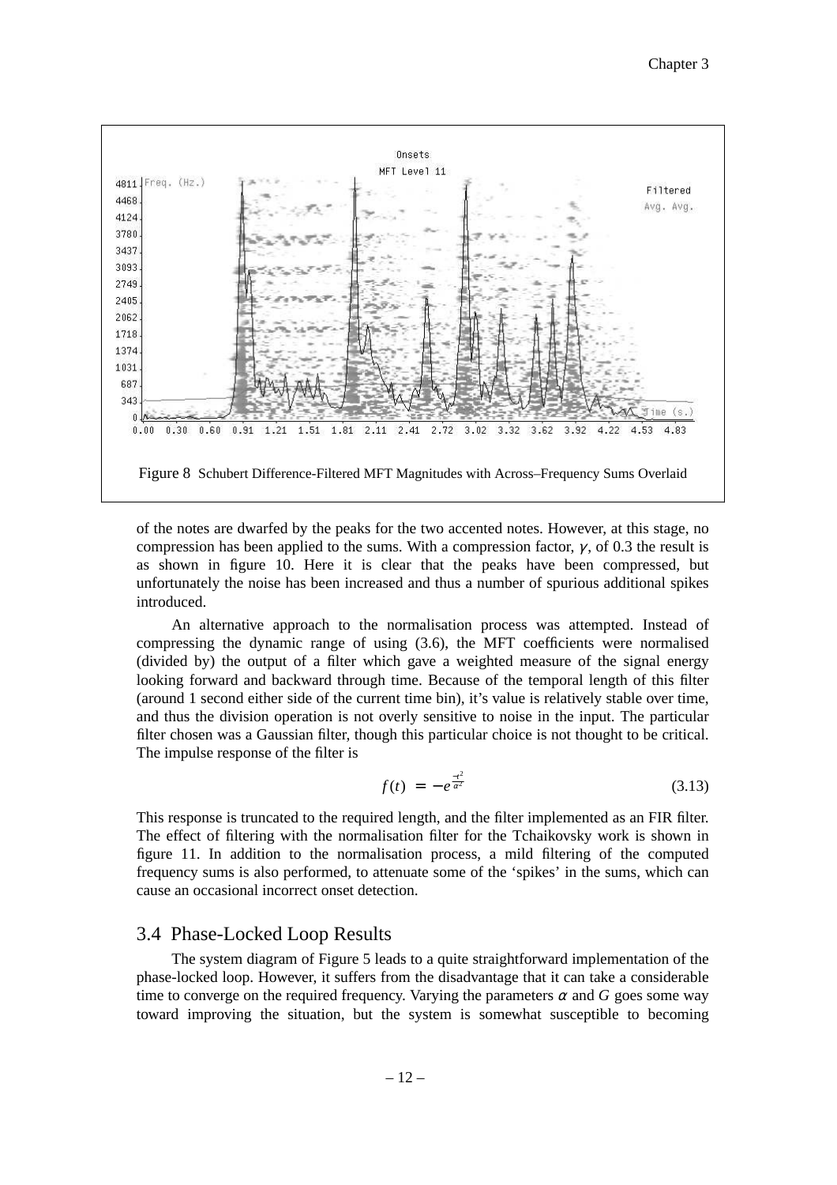Figure 8 Schubert Difference-Filtered MFT Magnitudes with Across–Frequency Sums Overlaid

of the notes are dwarfed by the peaks for the two accented notes. However, at this stage, no compression has been applied to the sums. With a compression factor, $\gamma$, of 0.3 the result is as shown in figure 10. Here it is clear that the peaks have been compressed, but unfortunately the noise has been increased and thus a number of spurious additional spikes introduced.

An alternative approach to the normalisation process was attempted. Instead of compressing the dynamic range of using (3.6), the MFT coefficients were normalised (divided by) the output of a filter which gave a weighted measure of the signal energy looking forward and backward through time. Because of the temporal length of this filter (around 1 second either side of the current time bin), it's value is relatively stable over time, and thus the division operation is not overly sensitive to noise in the input. The particular filter chosen was a Gaussian filter, though this particular choice is not thought to be critical. The impulse response of the filter is

$$f(t) = -e^{\frac{-t^2}{\alpha^2}} \tag{3.13}$$

This response is truncated to the required length, and the filter implemented as an FIR filter. The effect of filtering with the normalisation filter for the Tchaikovsky work is shown in figure 11. In addition to the normalisation process, a mild filtering of the computed frequency sums is also performed, to attenuate some of the 'spikes' in the sums, which can cause an occasional incorrect onset detection.

## 3.4 Phase-Locked Loop Results

The system diagram of Figure 5 leads to a quite straightforward implementation of the phase-locked loop. However, it suffers from the disadvantage that it can take a considerable time to converge on the required frequency. Varying the parameters $\alpha$ and $G$ goes some way toward improving the situation, but the system is somewhat susceptible to becoming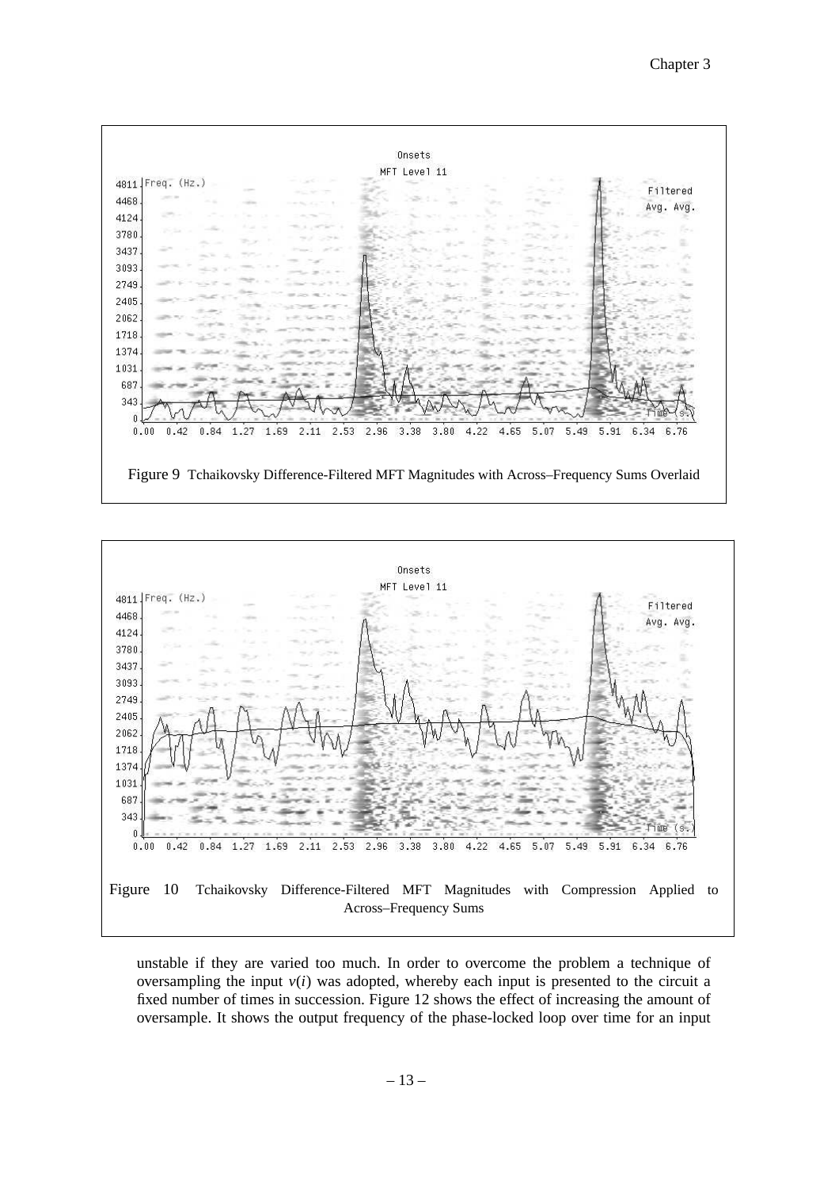Figure 9 Tchaikovsky Difference-Filtered MFT Magnitudes with Across–Frequency Sums Overlaid

Figure 10 Tchaikovsky Difference-Filtered MFT Magnitudes with Compression Applied to Across–Frequency Sums

unstable if they are varied too much. In order to overcome the problem a technique of oversampling the input $v(i)$ was adopted, whereby each input is presented to the circuit a fixed number of times in succession. Figure 12 shows the effect of increasing the amount of oversample. It shows the output frequency of the phase-locked loop over time for an input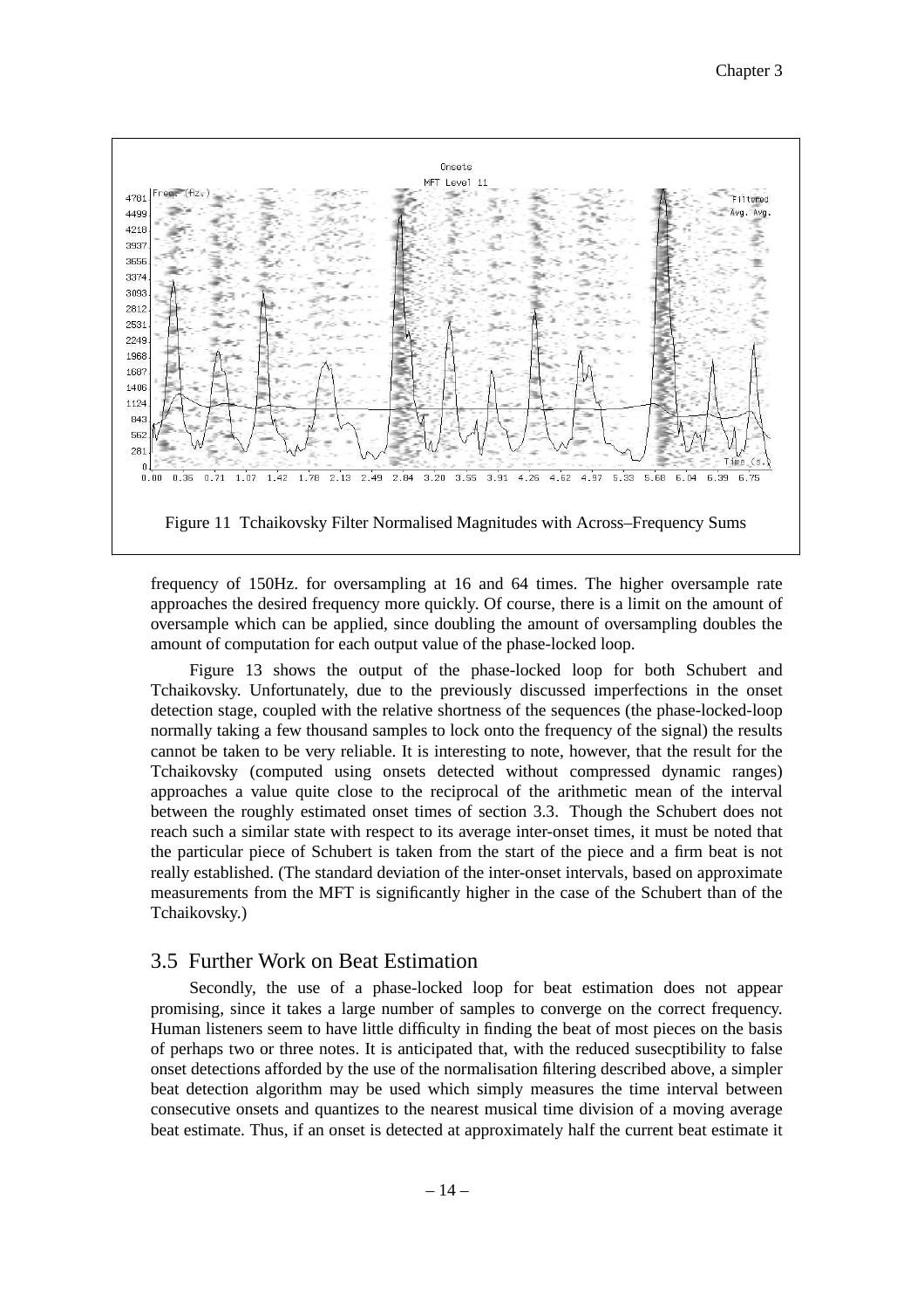Figure 11 Tchaikovsky Filter Normalised Magnitudes with Across–Frequency Sums

frequency of 150Hz. for oversampling at 16 and 64 times. The higher oversample rate approaches the desired frequency more quickly. Of course, there is a limit on the amount of oversample which can be applied, since doubling the amount of oversampling doubles the amount of computation for each output value of the phase-locked loop.

Figure 13 shows the output of the phase-locked loop for both Schubert and Tchaikovsky. Unfortunately, due to the previously discussed imperfections in the onset detection stage, coupled with the relative shortness of the sequences (the phase-locked-loop normally taking a few thousand samples to lock onto the frequency of the signal) the results cannot be taken to be very reliable. It is interesting to note, however, that the result for the Tchaikovsky (computed using onsets detected without compressed dynamic ranges) approaches a value quite close to the reciprocal of the arithmetic mean of the interval between the roughly estimated onset times of section 3.3. Though the Schubert does not reach such a similar state with respect to its average inter-onset times, it must be noted that the particular piece of Schubert is taken from the start of the piece and a firm beat is not really established. (The standard deviation of the inter-onset intervals, based on approximate measurements from the MFT is significantly higher in the case of the Schubert than of the Tchaikovsky.)

## 3.5 Further Work on Beat Estimation

Secondly, the use of a phase-locked loop for beat estimation does not appear promising, since it takes a large number of samples to converge on the correct frequency. Human listeners seem to have little difficulty in finding the beat of most pieces on the basis of perhaps two or three notes. It is anticipated that, with the reduced susecptibility to false onset detections afforded by the use of the normalisation filtering described above, a simpler beat detection algorithm may be used which simply measures the time interval between consecutive onsets and quantizes to the nearest musical time division of a moving average beat estimate. Thus, if an onset is detected at approximately half the current beat estimate it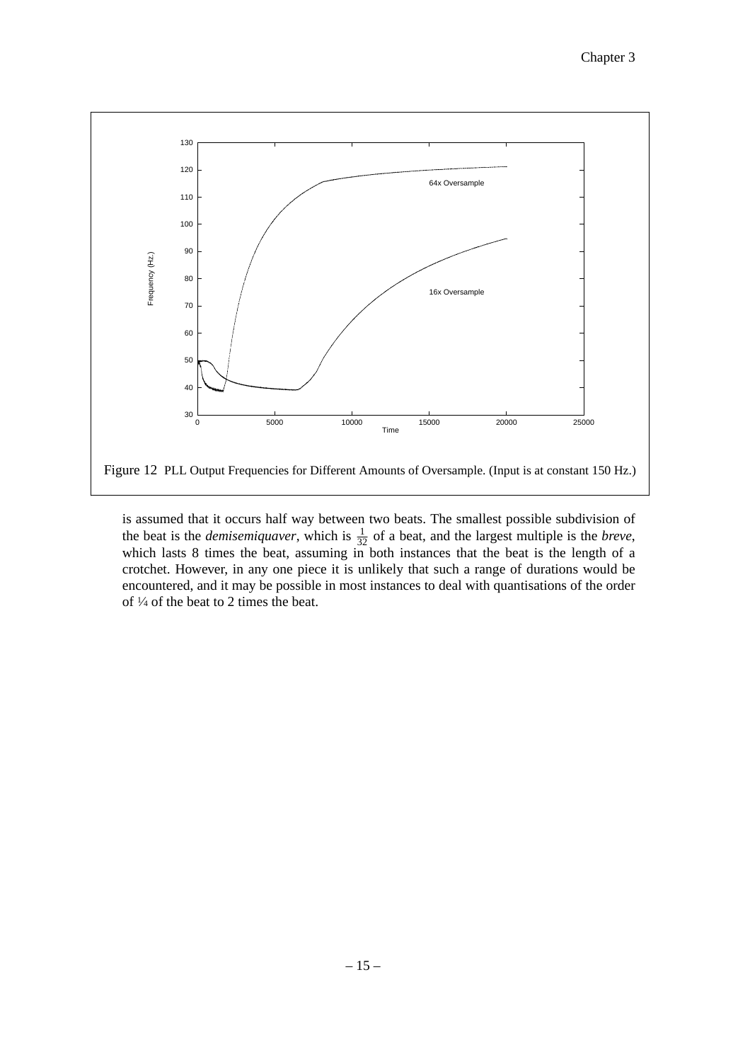Figure 12 PLL Output Frequencies for Different Amounts of Oversample. (Input is at constant 150 Hz.)

is assumed that it occurs half way between two beats. The smallest possible subdivision of the beat is the *demisemiquaver*, which is $\frac{1}{32}$ of a beat, and the largest multiple is the *breve*, which lasts 8 times the beat, assuming in both instances that the beat is the length of a crotchet. However, in any one piece it is unlikely that such a range of durations would be encountered, and it may be possible in most instances to deal with quantisations of the order of ¼ of the beat to 2 times the beat.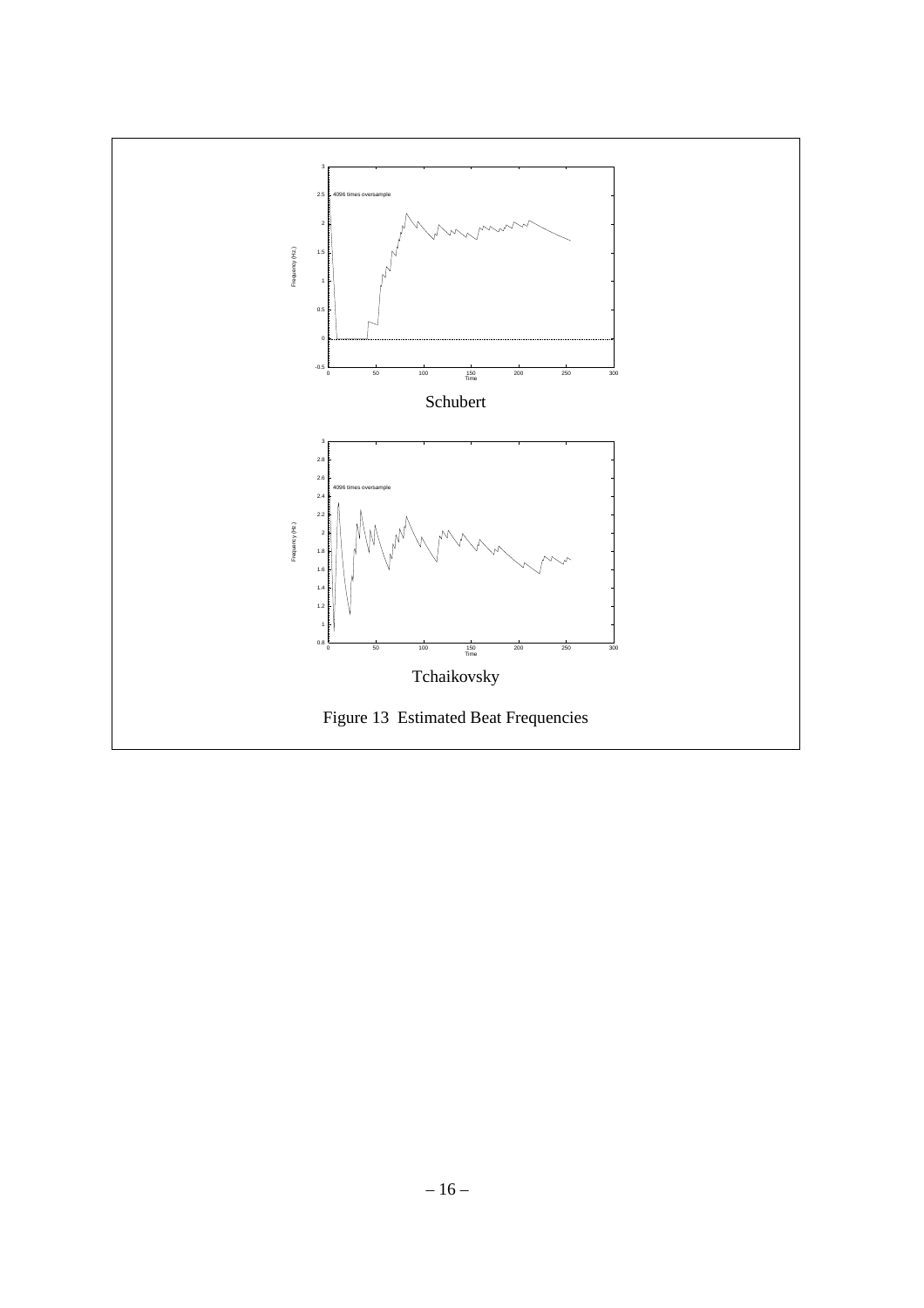Schubert

Tchaikovsky

Figure 13 Estimated Beat Frequencies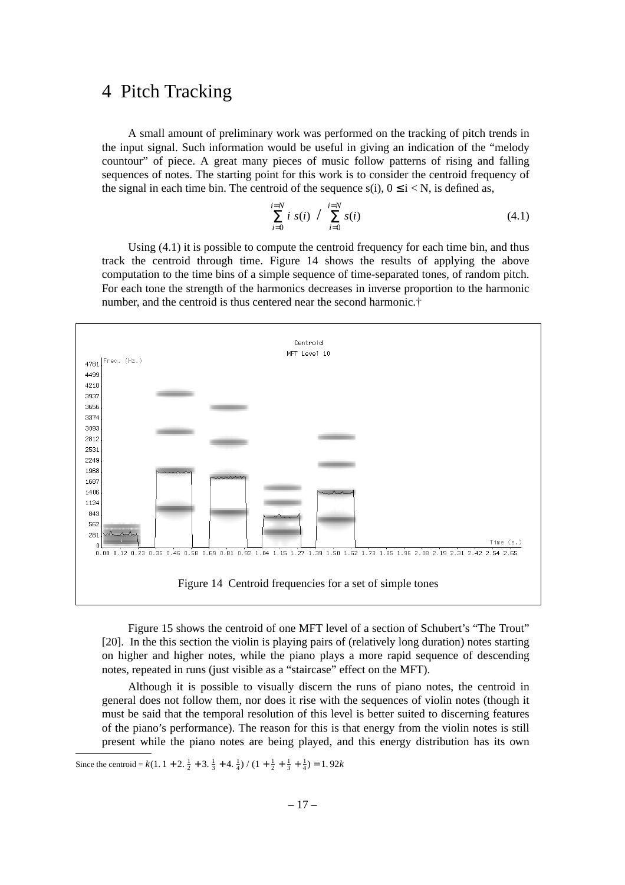# 4 Pitch Tracking

A small amount of preliminary work was performed on the tracking of pitch trends in the input signal. Such information would be useful in giving an indication of the "melody countour" of piece. A great many pieces of music follow patterns of rising and falling sequences of notes. The starting point for this work is to consider the centroid frequency of the signal in each time bin. The centroid of the sequence s(i), $0 \le i < N$, is defined as,

$$\sum_{i=0}^{i=N} i \; s(i) \;\Big/\; \sum_{i=0}^{i=N} s(i) \tag{4.1}$$

Using (4.1) it is possible to compute the centroid frequency for each time bin, and thus track the centroid through time. Figure 14 shows the results of applying the above computation to the time bins of a simple sequence of time-separated tones, of random pitch. For each tone the strength of the harmonics decreases in inverse proportion to the harmonic number, and the centroid is thus centered near the second harmonic.†

Figure 14 Centroid frequencies for a set of simple tones

Figure 15 shows the centroid of one MFT level of a section of Schubert's "The Trout" [20]. In the this section the violin is playing pairs of (relatively long duration) notes starting on higher and higher notes, while the piano plays a more rapid sequence of descending notes, repeated in runs (just visible as a "staircase" effect on the MFT).

Although it is possible to visually discern the runs of piano notes, the centroid in general does not follow them, nor does it rise with the sequences of violin notes (though it must be said that the temporal resolution of this level is better suited to discerning features of the piano's performance). The reason for this is that energy from the violin notes is still present while the piano notes are being played, and this energy distribution has its own

---

† Since the centroid $= k(1.1 + 2.\frac{1}{2} + 3.\frac{1}{3} + 4.\frac{1}{4}) \,/\, (1 + \frac{1}{2} + \frac{1}{3} + \frac{1}{4}) = 1.92k$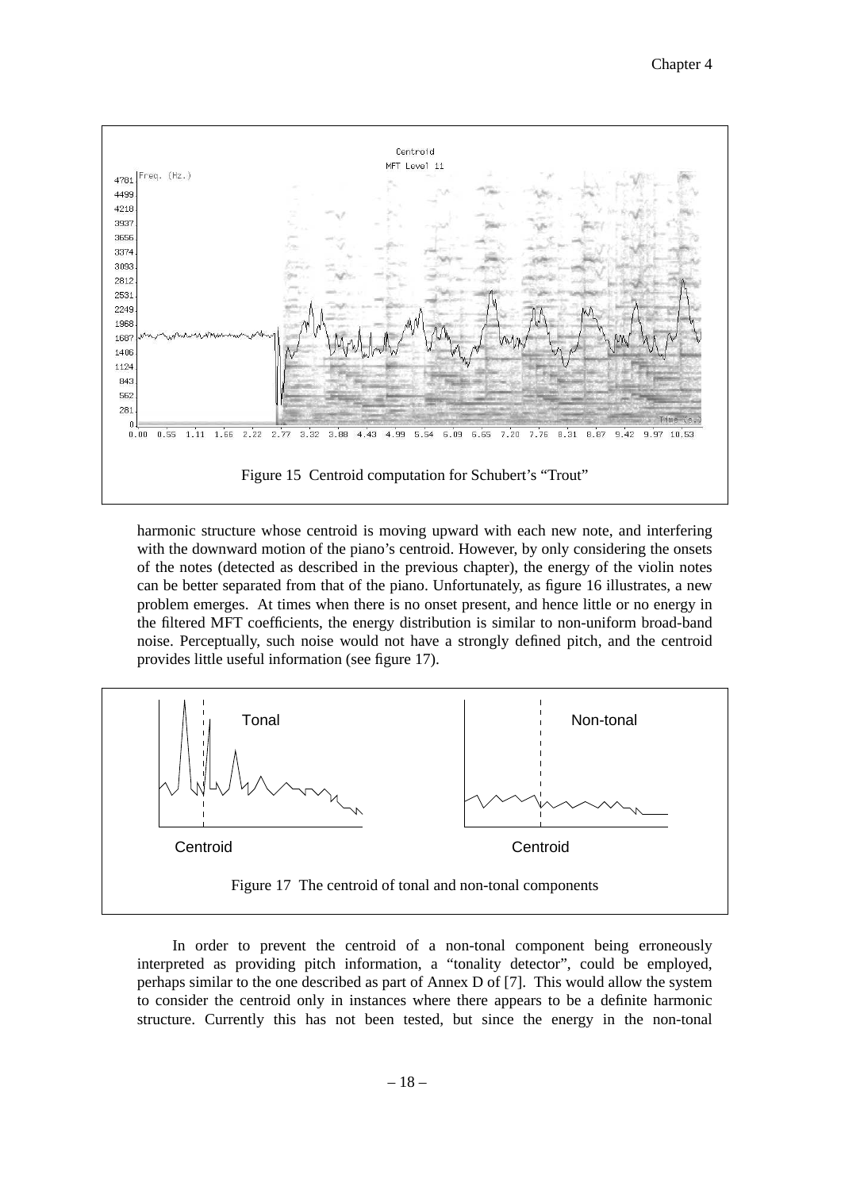Figure 15  Centroid computation for Schubert's "Trout"

harmonic structure whose centroid is moving upward with each new note, and interfering with the downward motion of the piano's centroid. However, by only considering the onsets of the notes (detected as described in the previous chapter), the energy of the violin notes can be better separated from that of the piano. Unfortunately, as figure 16 illustrates, a new problem emerges.  At times when there is no onset present, and hence little or no energy in the filtered MFT coefficients, the energy distribution is similar to non-uniform broad-band noise. Perceptually, such noise would not have a strongly defined pitch, and the centroid provides little useful information (see figure 17).

Figure 17  The centroid of tonal and non-tonal components

In order to prevent the centroid of a non-tonal component being erroneously interpreted as providing pitch information, a "tonality detector", could be employed, perhaps similar to the one described as part of Annex D of [7].  This would allow the system to consider the centroid only in instances where there appears to be a definite harmonic structure. Currently this has not been tested, but since the energy in the non-tonal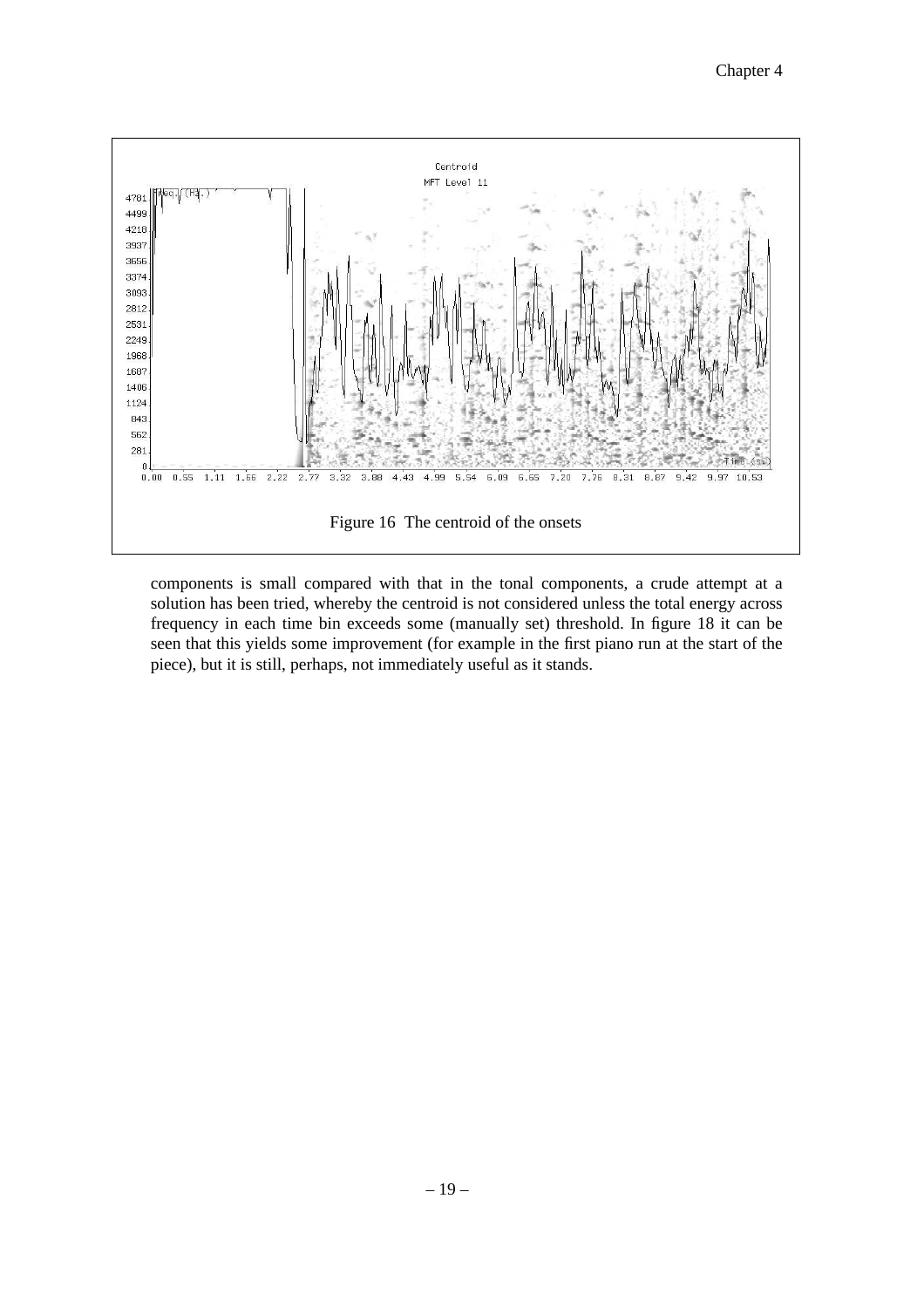Figure 16  The centroid of the onsets

components is small compared with that in the tonal components, a crude attempt at a solution has been tried, whereby the centroid is not considered unless the total energy across frequency in each time bin exceeds some (manually set) threshold. In figure 18 it can be seen that this yields some improvement (for example in the first piano run at the start of the piece), but it is still, perhaps, not immediately useful as it stands.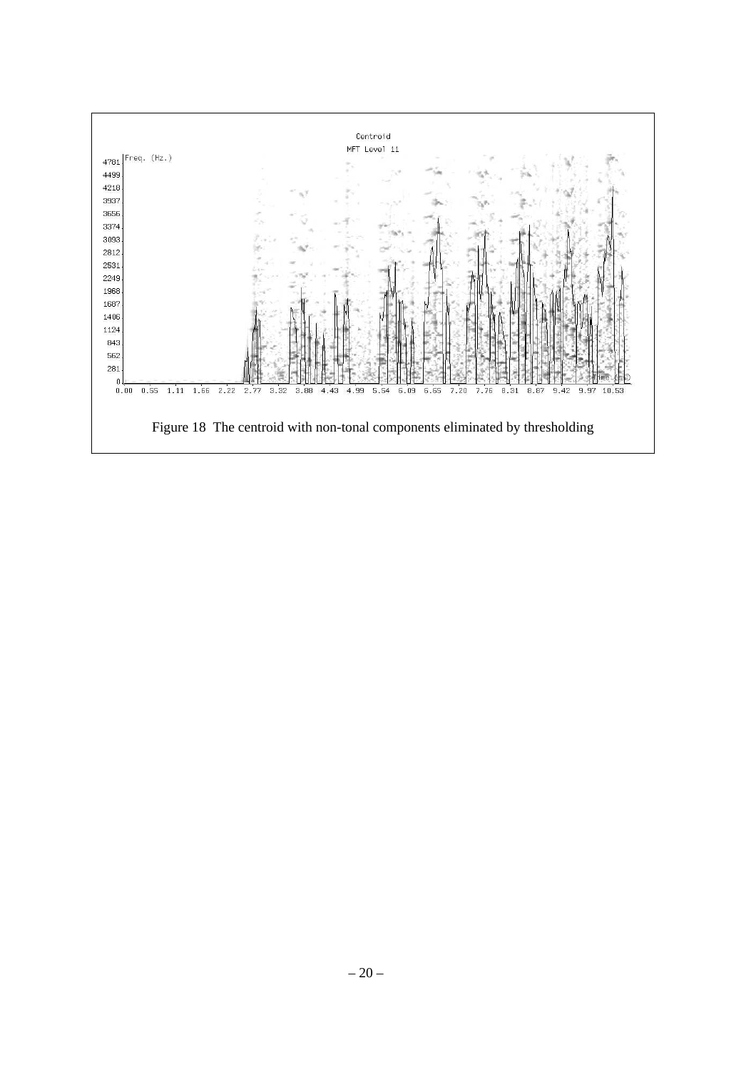Figure 18 The centroid with non-tonal components eliminated by thresholding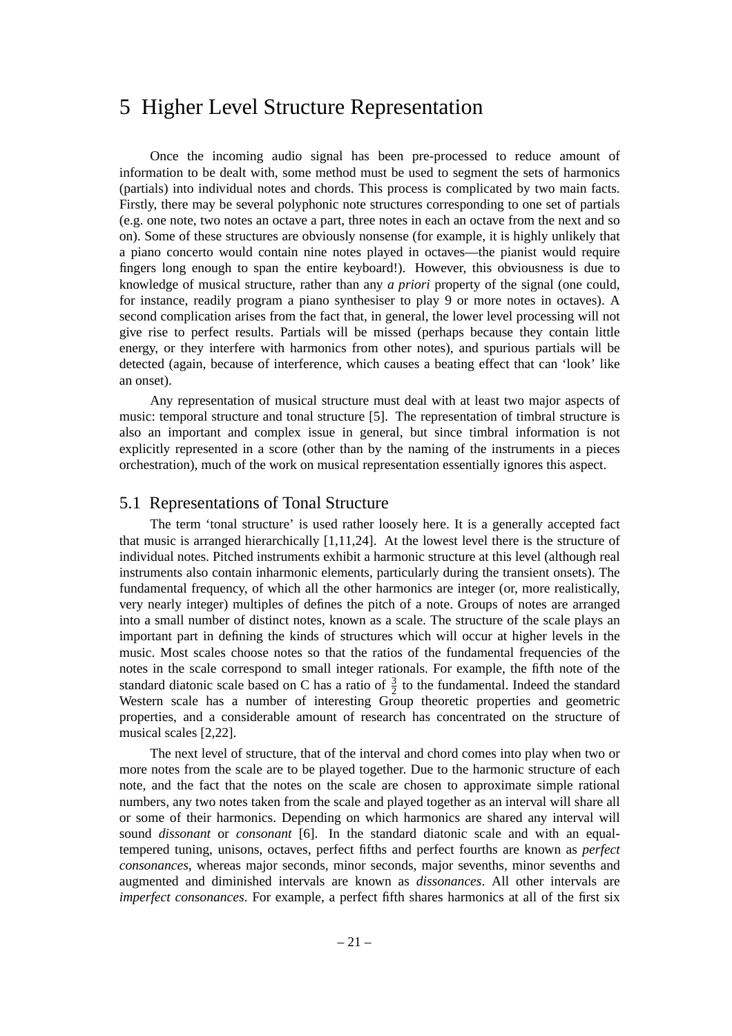# 5 Higher Level Structure Representation

Once the incoming audio signal has been pre-processed to reduce amount of information to be dealt with, some method must be used to segment the sets of harmonics (partials) into individual notes and chords. This process is complicated by two main facts. Firstly, there may be several polyphonic note structures corresponding to one set of partials (e.g. one note, two notes an octave a part, three notes in each an octave from the next and so on). Some of these structures are obviously nonsense (for example, it is highly unlikely that a piano concerto would contain nine notes played in octaves—the pianist would require fingers long enough to span the entire keyboard!). However, this obviousness is due to knowledge of musical structure, rather than any *a priori* property of the signal (one could, for instance, readily program a piano synthesiser to play 9 or more notes in octaves). A second complication arises from the fact that, in general, the lower level processing will not give rise to perfect results. Partials will be missed (perhaps because they contain little energy, or they interfere with harmonics from other notes), and spurious partials will be detected (again, because of interference, which causes a beating effect that can 'look' like an onset).

Any representation of musical structure must deal with at least two major aspects of music: temporal structure and tonal structure [5]. The representation of timbral structure is also an important and complex issue in general, but since timbral information is not explicitly represented in a score (other than by the naming of the instruments in a pieces orchestration), much of the work on musical representation essentially ignores this aspect.

## 5.1 Representations of Tonal Structure

The term 'tonal structure' is used rather loosely here. It is a generally accepted fact that music is arranged hierarchically [1,11,24]. At the lowest level there is the structure of individual notes. Pitched instruments exhibit a harmonic structure at this level (although real instruments also contain inharmonic elements, particularly during the transient onsets). The fundamental frequency, of which all the other harmonics are integer (or, more realistically, very nearly integer) multiples of defines the pitch of a note. Groups of notes are arranged into a small number of distinct notes, known as a scale. The structure of the scale plays an important part in defining the kinds of structures which will occur at higher levels in the music. Most scales choose notes so that the ratios of the fundamental frequencies of the notes in the scale correspond to small integer rationals. For example, the fifth note of the standard diatonic scale based on C has a ratio of $\frac{3}{2}$ to the fundamental. Indeed the standard Western scale has a number of interesting Group theoretic properties and geometric properties, and a considerable amount of research has concentrated on the structure of musical scales [2,22].

The next level of structure, that of the interval and chord comes into play when two or more notes from the scale are to be played together. Due to the harmonic structure of each note, and the fact that the notes on the scale are chosen to approximate simple rational numbers, any two notes taken from the scale and played together as an interval will share all or some of their harmonics. Depending on which harmonics are shared any interval will sound *dissonant* or *consonant* [6]. In the standard diatonic scale and with an equal-tempered tuning, unisons, octaves, perfect fifths and perfect fourths are known as *perfect consonances*, whereas major seconds, minor seconds, major sevenths, minor sevenths and augmented and diminished intervals are known as *dissonances*. All other intervals are *imperfect consonances*. For example, a perfect fifth shares harmonics at all of the first six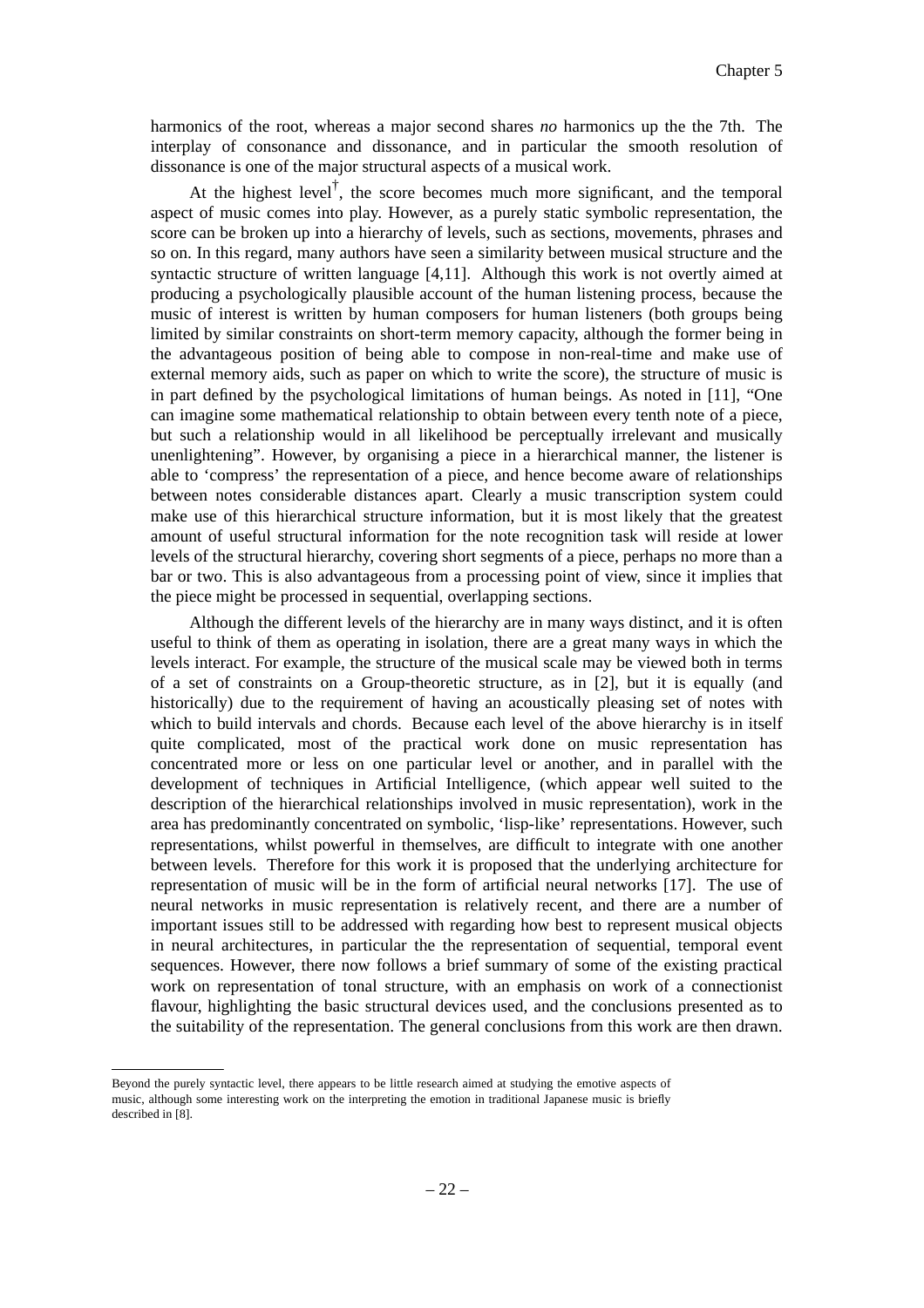harmonics of the root, whereas a major second shares *no* harmonics up the the 7th. The interplay of consonance and dissonance, and in particular the smooth resolution of dissonance is one of the major structural aspects of a musical work.

At the highest level†, the score becomes much more significant, and the temporal aspect of music comes into play. However, as a purely static symbolic representation, the score can be broken up into a hierarchy of levels, such as sections, movements, phrases and so on. In this regard, many authors have seen a similarity between musical structure and the syntactic structure of written language [4,11]. Although this work is not overtly aimed at producing a psychologically plausible account of the human listening process, because the music of interest is written by human composers for human listeners (both groups being limited by similar constraints on short-term memory capacity, although the former being in the advantageous position of being able to compose in non-real-time and make use of external memory aids, such as paper on which to write the score), the structure of music is in part defined by the psychological limitations of human beings. As noted in [11], "One can imagine some mathematical relationship to obtain between every tenth note of a piece, but such a relationship would in all likelihood be perceptually irrelevant and musically unenlightening". However, by organising a piece in a hierarchical manner, the listener is able to 'compress' the representation of a piece, and hence become aware of relationships between notes considerable distances apart. Clearly a music transcription system could make use of this hierarchical structure information, but it is most likely that the greatest amount of useful structural information for the note recognition task will reside at lower levels of the structural hierarchy, covering short segments of a piece, perhaps no more than a bar or two. This is also advantageous from a processing point of view, since it implies that the piece might be processed in sequential, overlapping sections.

Although the different levels of the hierarchy are in many ways distinct, and it is often useful to think of them as operating in isolation, there are a great many ways in which the levels interact. For example, the structure of the musical scale may be viewed both in terms of a set of constraints on a Group-theoretic structure, as in [2], but it is equally (and historically) due to the requirement of having an acoustically pleasing set of notes with which to build intervals and chords. Because each level of the above hierarchy is in itself quite complicated, most of the practical work done on music representation has concentrated more or less on one particular level or another, and in parallel with the development of techniques in Artificial Intelligence, (which appear well suited to the description of the hierarchical relationships involved in music representation), work in the area has predominantly concentrated on symbolic, 'lisp-like' representations. However, such representations, whilst powerful in themselves, are difficult to integrate with one another between levels. Therefore for this work it is proposed that the underlying architecture for representation of music will be in the form of artificial neural networks [17]. The use of neural networks in music representation is relatively recent, and there are a number of important issues still to be addressed with regarding how best to represent musical objects in neural architectures, in particular the the representation of sequential, temporal event sequences. However, there now follows a brief summary of some of the existing practical work on representation of tonal structure, with an emphasis on work of a connectionist flavour, highlighting the basic structural devices used, and the conclusions presented as to the suitability of the representation. The general conclusions from this work are then drawn.

---

Beyond the purely syntactic level, there appears to be little research aimed at studying the emotive aspects of music, although some interesting work on the interpreting the emotion in traditional Japanese music is briefly described in [8].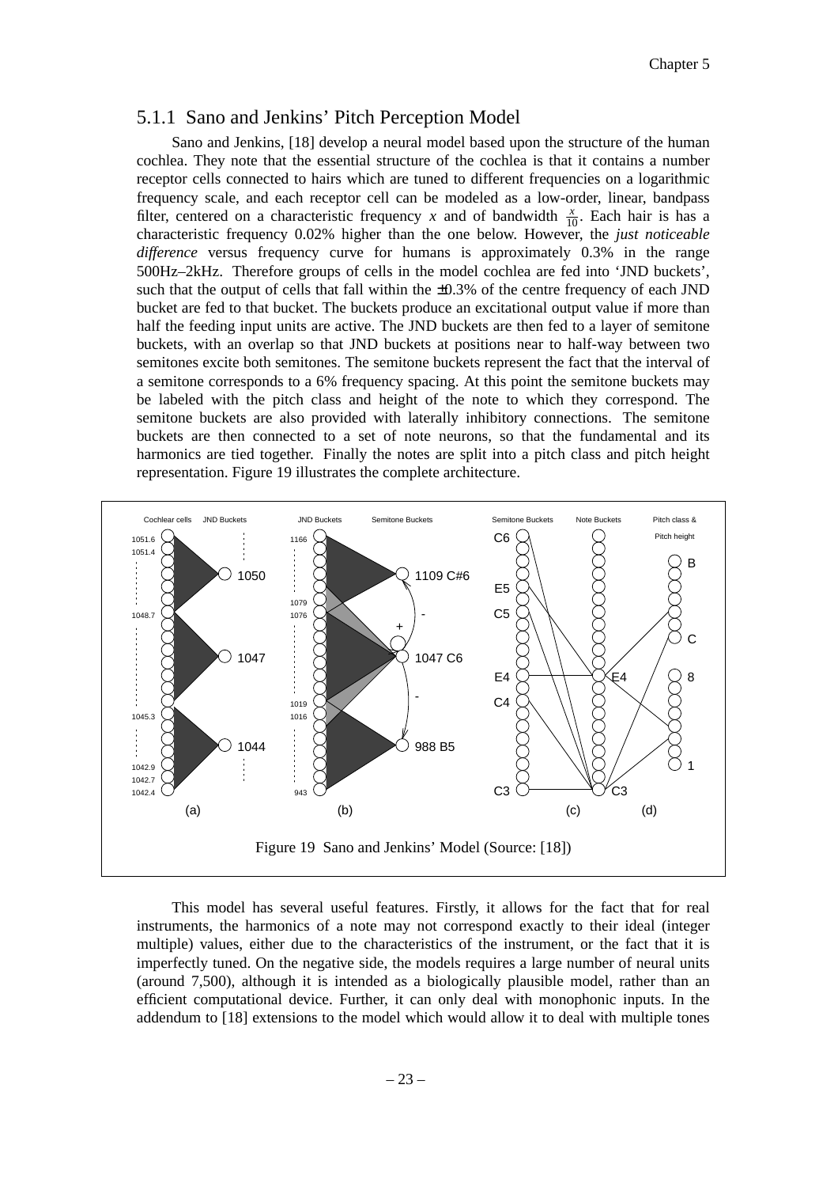### 5.1.1 Sano and Jenkins' Pitch Perception Model

Sano and Jenkins, [18] develop a neural model based upon the structure of the human cochlea. They note that the essential structure of the cochlea is that it contains a number receptor cells connected to hairs which are tuned to different frequencies on a logarithmic frequency scale, and each receptor cell can be modeled as a low-order, linear, bandpass filter, centered on a characteristic frequency *x* and of bandwidth $\frac{x}{10}$. Each hair is has a characteristic frequency 0.02% higher than the one below. However, the *just noticeable difference* versus frequency curve for humans is approximately 0.3% in the range 500Hz–2kHz. Therefore groups of cells in the model cochlea are fed into 'JND buckets', such that the output of cells that fall within the ±0.3% of the centre frequency of each JND bucket are fed to that bucket. The buckets produce an excitational output value if more than half the feeding input units are active. The JND buckets are then fed to a layer of semitone buckets, with an overlap so that JND buckets at positions near to half-way between two semitones excite both semitones. The semitone buckets represent the fact that the interval of a semitone corresponds to a 6% frequency spacing. At this point the semitone buckets may be labeled with the pitch class and height of the note to which they correspond. The semitone buckets are also provided with laterally inhibitory connections. The semitone buckets are then connected to a set of note neurons, so that the fundamental and its harmonics are tied together. Finally the notes are split into a pitch class and pitch height representation. Figure 19 illustrates the complete architecture.

Figure 19 Sano and Jenkins' Model (Source: [18])

This model has several useful features. Firstly, it allows for the fact that for real instruments, the harmonics of a note may not correspond exactly to their ideal (integer multiple) values, either due to the characteristics of the instrument, or the fact that it is imperfectly tuned. On the negative side, the models requires a large number of neural units (around 7,500), although it is intended as a biologically plausible model, rather than an efficient computational device. Further, it can only deal with monophonic inputs. In the addendum to [18] extensions to the model which would allow it to deal with multiple tones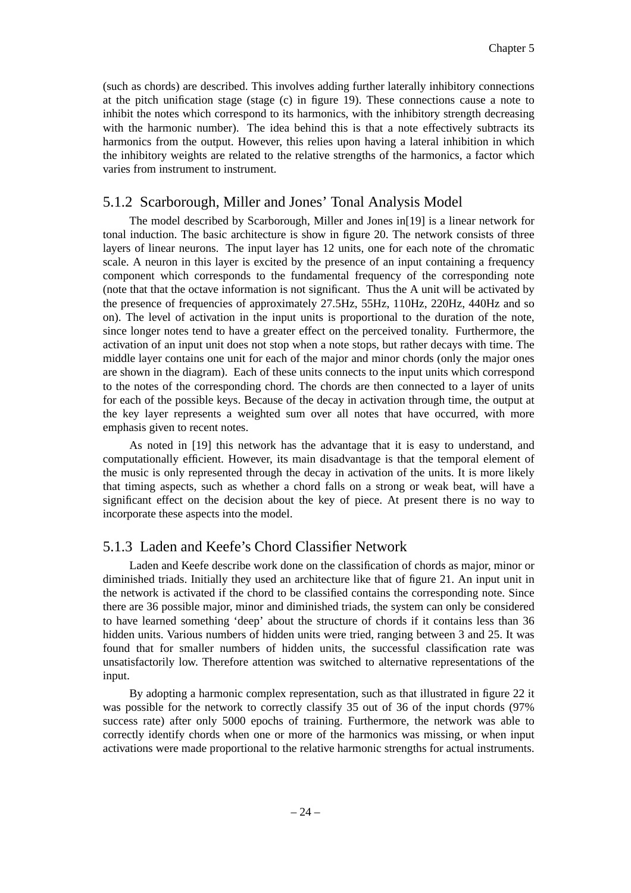(such as chords) are described. This involves adding further laterally inhibitory connections at the pitch unification stage (stage (c) in figure 19). These connections cause a note to inhibit the notes which correspond to its harmonics, with the inhibitory strength decreasing with the harmonic number). The idea behind this is that a note effectively subtracts its harmonics from the output. However, this relies upon having a lateral inhibition in which the inhibitory weights are related to the relative strengths of the harmonics, a factor which varies from instrument to instrument.

### 5.1.2 Scarborough, Miller and Jones' Tonal Analysis Model

The model described by Scarborough, Miller and Jones in[19] is a linear network for tonal induction. The basic architecture is show in figure 20. The network consists of three layers of linear neurons. The input layer has 12 units, one for each note of the chromatic scale. A neuron in this layer is excited by the presence of an input containing a frequency component which corresponds to the fundamental frequency of the corresponding note (note that that the octave information is not significant. Thus the A unit will be activated by the presence of frequencies of approximately 27.5Hz, 55Hz, 110Hz, 220Hz, 440Hz and so on). The level of activation in the input units is proportional to the duration of the note, since longer notes tend to have a greater effect on the perceived tonality. Furthermore, the activation of an input unit does not stop when a note stops, but rather decays with time. The middle layer contains one unit for each of the major and minor chords (only the major ones are shown in the diagram). Each of these units connects to the input units which correspond to the notes of the corresponding chord. The chords are then connected to a layer of units for each of the possible keys. Because of the decay in activation through time, the output at the key layer represents a weighted sum over all notes that have occurred, with more emphasis given to recent notes.

As noted in [19] this network has the advantage that it is easy to understand, and computationally efficient. However, its main disadvantage is that the temporal element of the music is only represented through the decay in activation of the units. It is more likely that timing aspects, such as whether a chord falls on a strong or weak beat, will have a significant effect on the decision about the key of piece. At present there is no way to incorporate these aspects into the model.

### 5.1.3 Laden and Keefe's Chord Classifier Network

Laden and Keefe describe work done on the classification of chords as major, minor or diminished triads. Initially they used an architecture like that of figure 21. An input unit in the network is activated if the chord to be classified contains the corresponding note. Since there are 36 possible major, minor and diminished triads, the system can only be considered to have learned something 'deep' about the structure of chords if it contains less than 36 hidden units. Various numbers of hidden units were tried, ranging between 3 and 25. It was found that for smaller numbers of hidden units, the successful classification rate was unsatisfactorily low. Therefore attention was switched to alternative representations of the input.

By adopting a harmonic complex representation, such as that illustrated in figure 22 it was possible for the network to correctly classify 35 out of 36 of the input chords (97% success rate) after only 5000 epochs of training. Furthermore, the network was able to correctly identify chords when one or more of the harmonics was missing, or when input activations were made proportional to the relative harmonic strengths for actual instruments.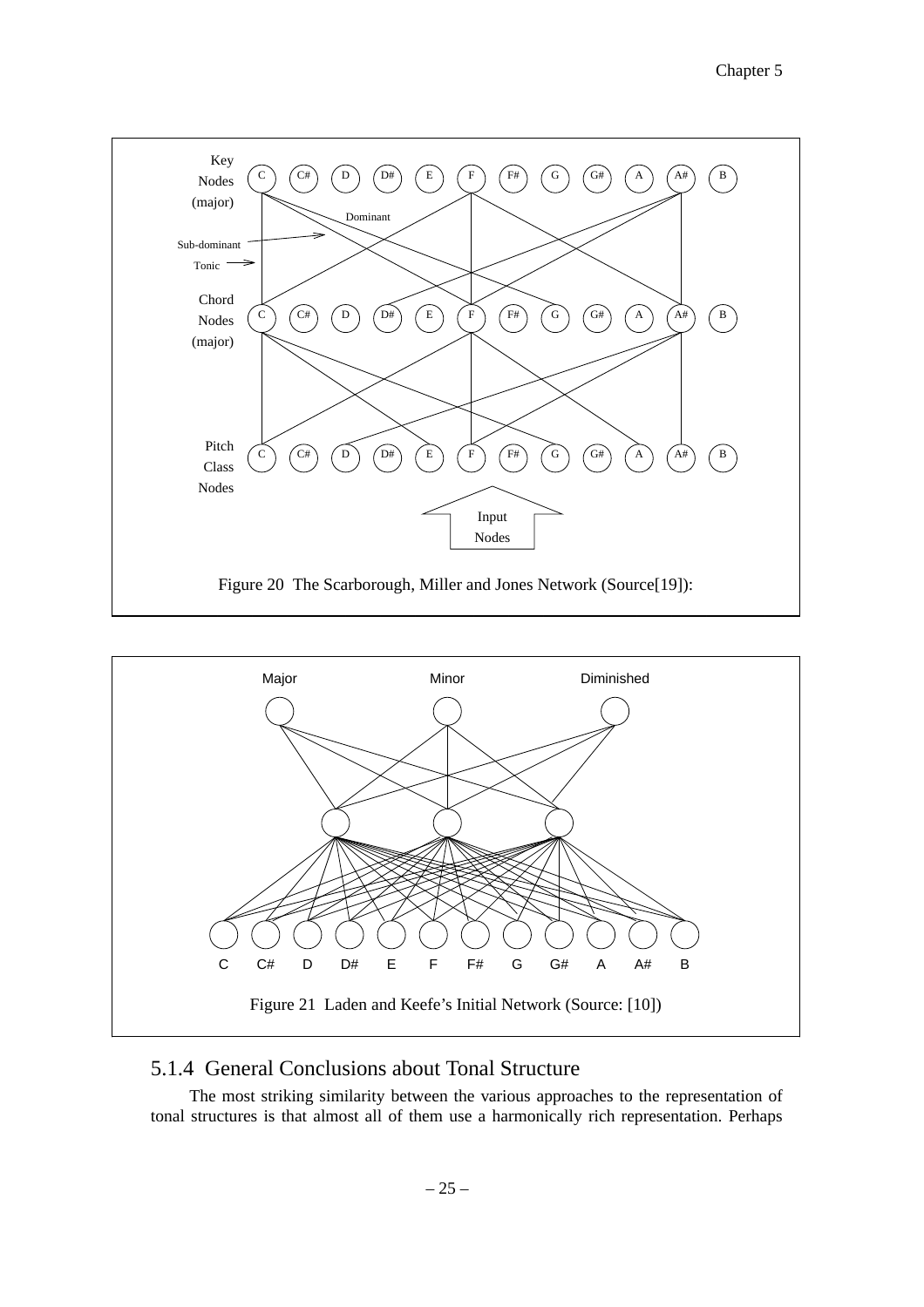Figure 20  The Scarborough, Miller and Jones Network (Source[19]):

Figure 21  Laden and Keefe's Initial Network (Source: [10])

## 5.1.4 General Conclusions about Tonal Structure

The most striking similarity between the various approaches to the representation of tonal structures is that almost all of them use a harmonically rich representation. Perhaps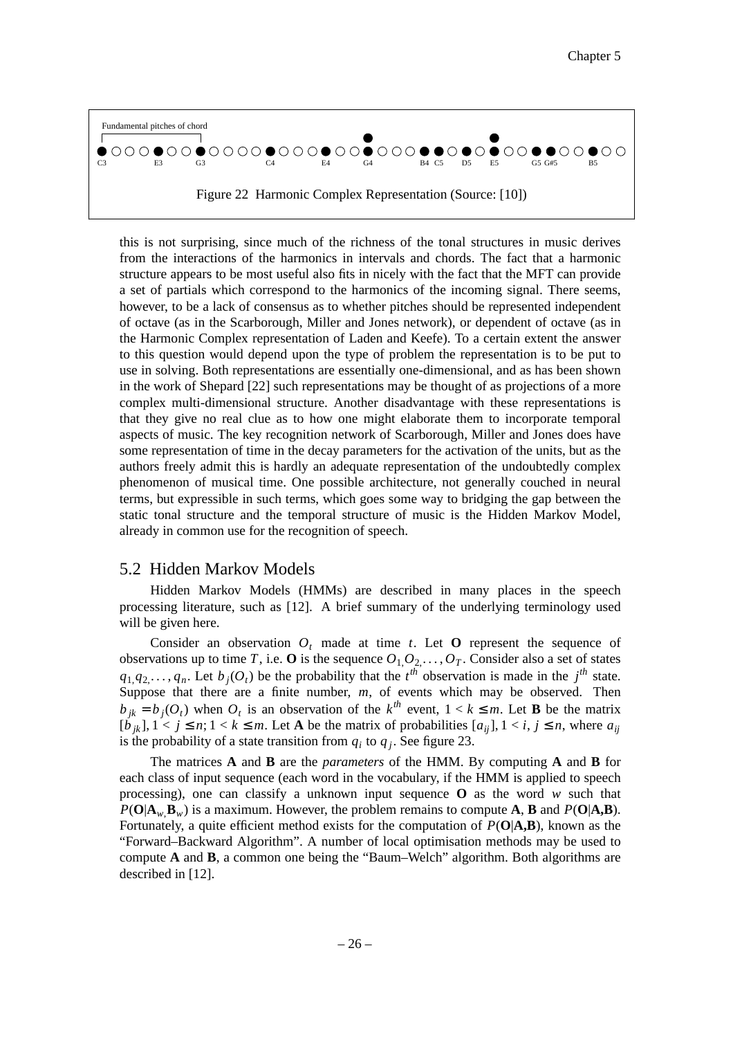Fundamental pitches of chord

C3 E3 G3 C4 E4 G4 B4 C5 D5 E5 G5 G#5 B5

Figure 22 Harmonic Complex Representation (Source: [10])

this is not surprising, since much of the richness of the tonal structures in music derives from the interactions of the harmonics in intervals and chords. The fact that a harmonic structure appears to be most useful also fits in nicely with the fact that the MFT can provide a set of partials which correspond to the harmonics of the incoming signal. There seems, however, to be a lack of consensus as to whether pitches should be represented independent of octave (as in the Scarborough, Miller and Jones network), or dependent of octave (as in the Harmonic Complex representation of Laden and Keefe). To a certain extent the answer to this question would depend upon the type of problem the representation is to be put to use in solving. Both representations are essentially one-dimensional, and as has been shown in the work of Shepard [22] such representations may be thought of as projections of a more complex multi-dimensional structure. Another disadvantage with these representations is that they give no real clue as to how one might elaborate them to incorporate temporal aspects of music. The key recognition network of Scarborough, Miller and Jones does have some representation of time in the decay parameters for the activation of the units, but as the authors freely admit this is hardly an adequate representation of the undoubtedly complex phenomenon of musical time. One possible architecture, not generally couched in neural terms, but expressible in such terms, which goes some way to bridging the gap between the static tonal structure and the temporal structure of music is the Hidden Markov Model, already in common use for the recognition of speech.

## 5.2 Hidden Markov Models

Hidden Markov Models (HMMs) are described in many places in the speech processing literature, such as [12]. A brief summary of the underlying terminology used will be given here.

Consider an observation $O_t$ made at time $t$. Let **O** represent the sequence of observations up to time $T$, i.e. **O** is the sequence $O_1, O_2, \ldots, O_T$. Consider also a set of states $q_1, q_2, \ldots, q_n$. Let $b_j(O_t)$ be the probability that the $t^{th}$ observation is made in the $j^{th}$ state. Suppose that there are a finite number, $m$, of events which may be observed. Then $b_{jk} = b_j(O_t)$ when $O_t$ is an observation of the $k^{th}$ event, $1 < k \leq m$. Let **B** be the matrix $[b_{jk}]$, $1 < j \leq n$; $1 < k \leq m$. Let **A** be the matrix of probabilities $[a_{ij}]$, $1 < i, j \leq n$, where $a_{ij}$ is the probability of a state transition from $q_i$ to $q_j$. See figure 23.

The matrices **A** and **B** are the *parameters* of the HMM. By computing **A** and **B** for each class of input sequence (each word in the vocabulary, if the HMM is applied to speech processing), one can classify a unknown input sequence **O** as the word $w$ such that $P(\mathbf{O}|\mathbf{A}_w, \mathbf{B}_w)$ is a maximum. However, the problem remains to compute **A**, **B** and $P(\mathbf{O}|\mathbf{A},\mathbf{B})$. Fortunately, a quite efficient method exists for the computation of $P(\mathbf{O}|\mathbf{A},\mathbf{B})$, known as the "Forward–Backward Algorithm". A number of local optimisation methods may be used to compute **A** and **B**, a common one being the "Baum–Welch" algorithm. Both algorithms are described in [12].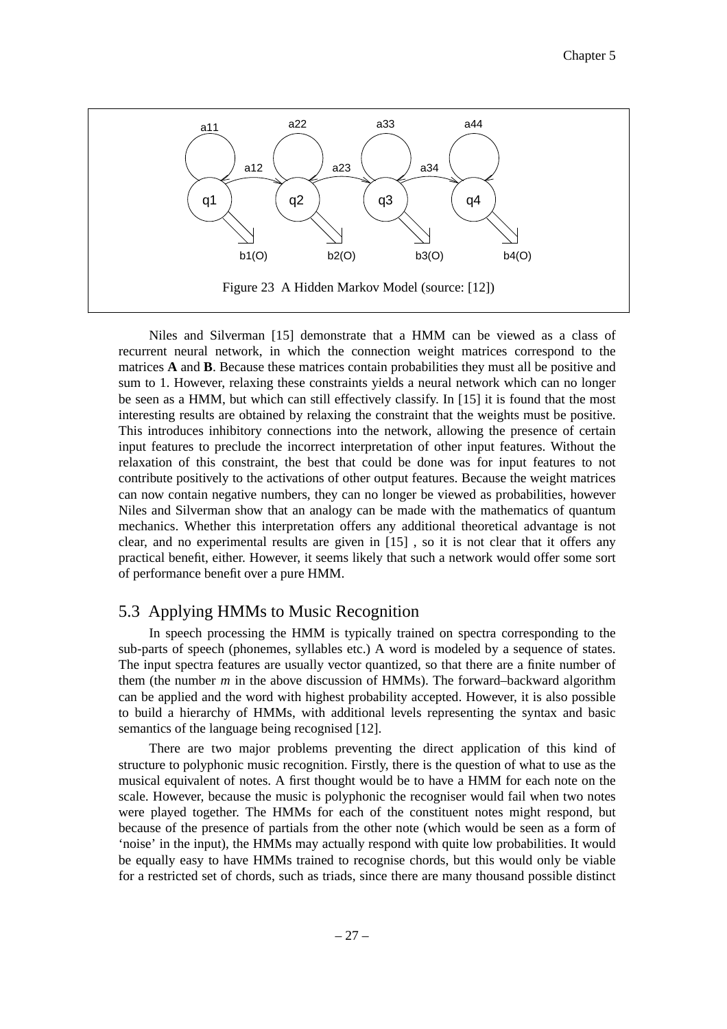Figure 23 A Hidden Markov Model (source: [12])

Niles and Silverman [15] demonstrate that a HMM can be viewed as a class of recurrent neural network, in which the connection weight matrices correspond to the matrices **A** and **B**. Because these matrices contain probabilities they must all be positive and sum to 1. However, relaxing these constraints yields a neural network which can no longer be seen as a HMM, but which can still effectively classify. In [15] it is found that the most interesting results are obtained by relaxing the constraint that the weights must be positive. This introduces inhibitory connections into the network, allowing the presence of certain input features to preclude the incorrect interpretation of other input features. Without the relaxation of this constraint, the best that could be done was for input features to not contribute positively to the activations of other output features. Because the weight matrices can now contain negative numbers, they can no longer be viewed as probabilities, however Niles and Silverman show that an analogy can be made with the mathematics of quantum mechanics. Whether this interpretation offers any additional theoretical advantage is not clear, and no experimental results are given in [15] , so it is not clear that it offers any practical benefit, either. However, it seems likely that such a network would offer some sort of performance benefit over a pure HMM.

## 5.3 Applying HMMs to Music Recognition

In speech processing the HMM is typically trained on spectra corresponding to the sub-parts of speech (phonemes, syllables etc.) A word is modeled by a sequence of states. The input spectra features are usually vector quantized, so that there are a finite number of them (the number $m$ in the above discussion of HMMs). The forward–backward algorithm can be applied and the word with highest probability accepted. However, it is also possible to build a hierarchy of HMMs, with additional levels representing the syntax and basic semantics of the language being recognised [12].

There are two major problems preventing the direct application of this kind of structure to polyphonic music recognition. Firstly, there is the question of what to use as the musical equivalent of notes. A first thought would be to have a HMM for each note on the scale. However, because the music is polyphonic the recogniser would fail when two notes were played together. The HMMs for each of the constituent notes might respond, but because of the presence of partials from the other note (which would be seen as a form of 'noise' in the input), the HMMs may actually respond with quite low probabilities. It would be equally easy to have HMMs trained to recognise chords, but this would only be viable for a restricted set of chords, such as triads, since there are many thousand possible distinct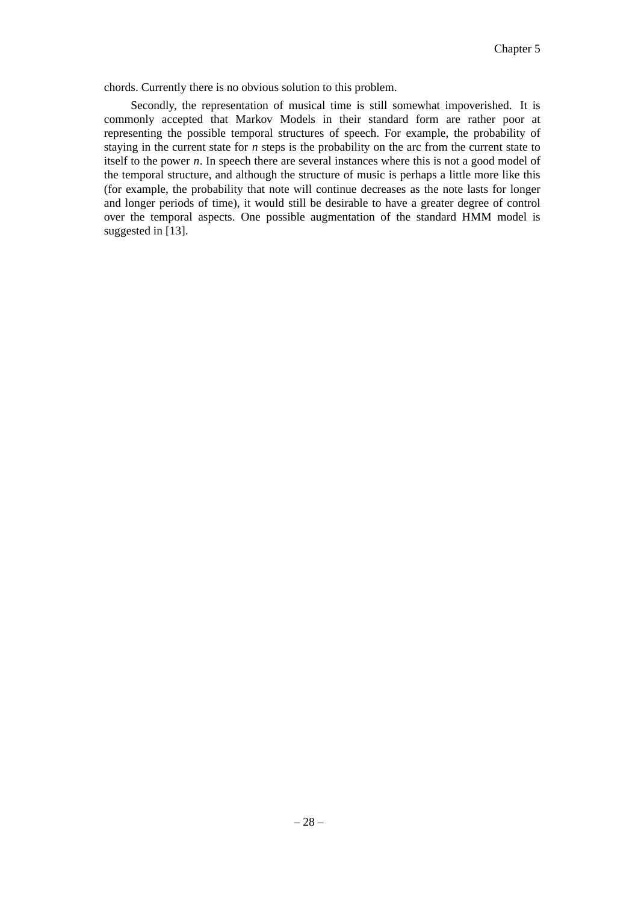chords. Currently there is no obvious solution to this problem.

Secondly, the representation of musical time is still somewhat impoverished. It is commonly accepted that Markov Models in their standard form are rather poor at representing the possible temporal structures of speech. For example, the probability of staying in the current state for $n$ steps is the probability on the arc from the current state to itself to the power $n$. In speech there are several instances where this is not a good model of the temporal structure, and although the structure of music is perhaps a little more like this (for example, the probability that note will continue decreases as the note lasts for longer and longer periods of time), it would still be desirable to have a greater degree of control over the temporal aspects. One possible augmentation of the standard HMM model is suggested in [13].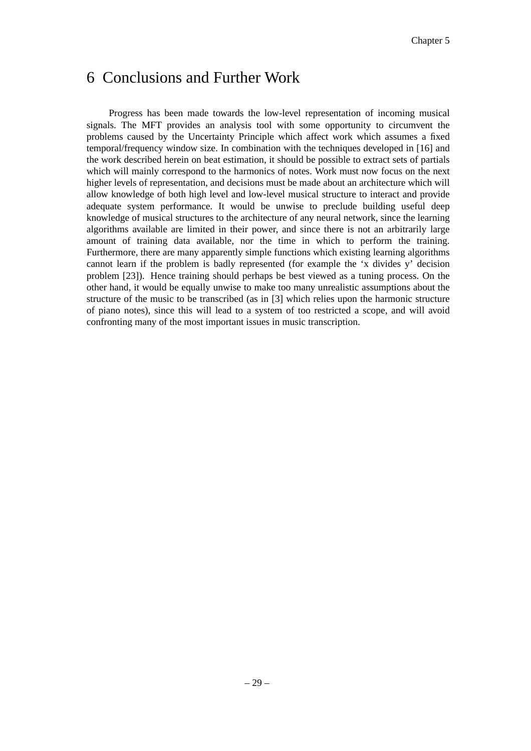# 6 Conclusions and Further Work

Progress has been made towards the low-level representation of incoming musical signals. The MFT provides an analysis tool with some opportunity to circumvent the problems caused by the Uncertainty Principle which affect work which assumes a fixed temporal/frequency window size. In combination with the techniques developed in [16] and the work described herein on beat estimation, it should be possible to extract sets of partials which will mainly correspond to the harmonics of notes. Work must now focus on the next higher levels of representation, and decisions must be made about an architecture which will allow knowledge of both high level and low-level musical structure to interact and provide adequate system performance. It would be unwise to preclude building useful deep knowledge of musical structures to the architecture of any neural network, since the learning algorithms available are limited in their power, and since there is not an arbitrarily large amount of training data available, nor the time in which to perform the training. Furthermore, there are many apparently simple functions which existing learning algorithms cannot learn if the problem is badly represented (for example the 'x divides y' decision problem [23]). Hence training should perhaps be best viewed as a tuning process. On the other hand, it would be equally unwise to make too many unrealistic assumptions about the structure of the music to be transcribed (as in [3] which relies upon the harmonic structure of piano notes), since this will lead to a system of too restricted a scope, and will avoid confronting many of the most important issues in music transcription.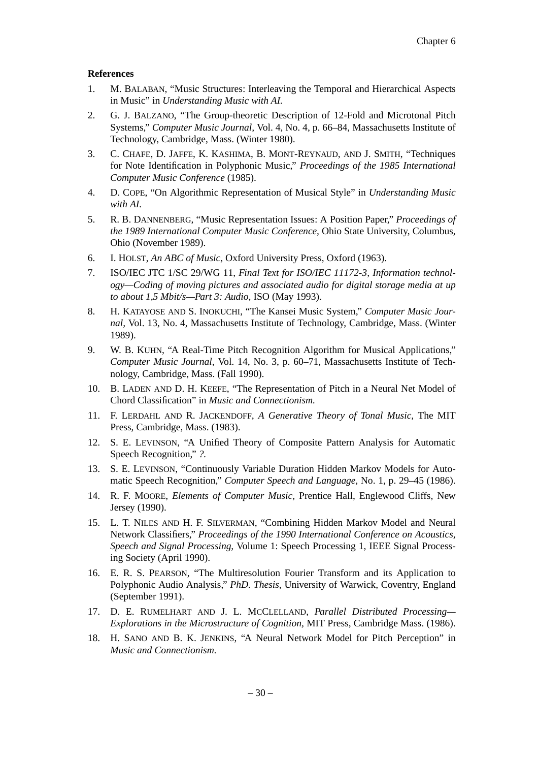**References**

1. M. BALABAN, "Music Structures: Interleaving the Temporal and Hierarchical Aspects in Music" in *Understanding Music with AI.*
2. G. J. BALZANO, "The Group-theoretic Description of 12-Fold and Microtonal Pitch Systems," *Computer Music Journal,* Vol. 4, No. 4, p. 66–84, Massachusetts Institute of Technology, Cambridge, Mass. (Winter 1980).
3. C. CHAFE, D. JAFFE, K. KASHIMA, B. MONT-REYNAUD, AND J. SMITH, "Techniques for Note Identification in Polyphonic Music," *Proceedings of the 1985 International Computer Music Conference* (1985).
4. D. COPE, "On Algorithmic Representation of Musical Style" in *Understanding Music with AI.*
5. R. B. DANNENBERG, "Music Representation Issues: A Position Paper," *Proceedings of the 1989 International Computer Music Conference,* Ohio State University, Columbus, Ohio (November 1989).
6. I. HOLST, *An ABC of Music,* Oxford University Press, Oxford (1963).
7. ISO/IEC JTC 1/SC 29/WG 11, *Final Text for ISO/IEC 11172-3, Information technology—Coding of moving pictures and associated audio for digital storage media at up to about 1,5 Mbit/s—Part 3: Audio,* ISO (May 1993).
8. H. KATAYOSE AND S. INOKUCHI, "The Kansei Music System," *Computer Music Journal,* Vol. 13, No. 4, Massachusetts Institute of Technology, Cambridge, Mass. (Winter 1989).
9. W. B. KUHN, "A Real-Time Pitch Recognition Algorithm for Musical Applications," *Computer Music Journal,* Vol. 14, No. 3, p. 60–71, Massachusetts Institute of Technology, Cambridge, Mass. (Fall 1990).
10. B. LADEN AND D. H. KEEFE, "The Representation of Pitch in a Neural Net Model of Chord Classification" in *Music and Connectionism.*
11. F. LERDAHL AND R. JACKENDOFF, *A Generative Theory of Tonal Music,* The MIT Press, Cambridge, Mass. (1983).
12. S. E. LEVINSON, "A Unified Theory of Composite Pattern Analysis for Automatic Speech Recognition," *?.*
13. S. E. LEVINSON, "Continuously Variable Duration Hidden Markov Models for Automatic Speech Recognition," *Computer Speech and Language,* No. 1, p. 29–45 (1986).
14. R. F. MOORE, *Elements of Computer Music,* Prentice Hall, Englewood Cliffs, New Jersey (1990).
15. L. T. NILES AND H. F. SILVERMAN, "Combining Hidden Markov Model and Neural Network Classifiers," *Proceedings of the 1990 International Conference on Acoustics, Speech and Signal Processing,* Volume 1: Speech Processing 1, IEEE Signal Processing Society (April 1990).
16. E. R. S. PEARSON, "The Multiresolution Fourier Transform and its Application to Polyphonic Audio Analysis," *PhD. Thesis,* University of Warwick, Coventry, England (September 1991).
17. D. E. RUMELHART AND J. L. MCCLELLAND, *Parallel Distributed Processing—Explorations in the Microstructure of Cognition,* MIT Press, Cambridge Mass. (1986).
18. H. SANO AND B. K. JENKINS, "A Neural Network Model for Pitch Perception" in *Music and Connectionism.*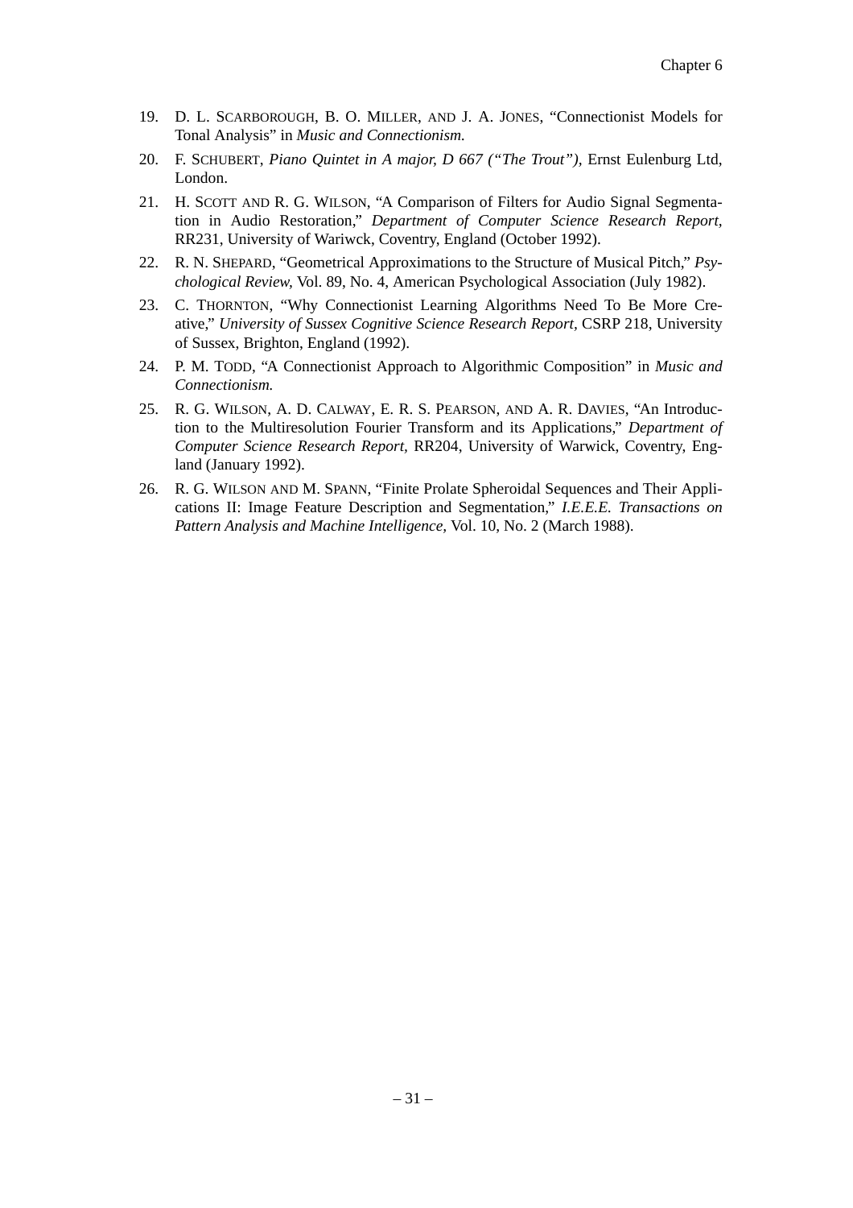19. D. L. Scarborough, B. O. Miller, and J. A. Jones, "Connectionist Models for Tonal Analysis" in *Music and Connectionism.*

20. F. Schubert, *Piano Quintet in A major, D 667 ("The Trout"),* Ernst Eulenburg Ltd, London.

21. H. Scott and R. G. Wilson, "A Comparison of Filters for Audio Signal Segmentation in Audio Restoration," *Department of Computer Science Research Report,* RR231, University of Wariwck, Coventry, England (October 1992).

22. R. N. Shepard, "Geometrical Approximations to the Structure of Musical Pitch," *Psychological Review,* Vol. 89, No. 4, American Psychological Association (July 1982).

23. C. Thornton, "Why Connectionist Learning Algorithms Need To Be More Creative," *University of Sussex Cognitive Science Research Report,* CSRP 218, University of Sussex, Brighton, England (1992).

24. P. M. Todd, "A Connectionist Approach to Algorithmic Composition" in *Music and Connectionism.*

25. R. G. Wilson, A. D. Calway, E. R. S. Pearson, and A. R. Davies, "An Introduction to the Multiresolution Fourier Transform and its Applications," *Department of Computer Science Research Report,* RR204, University of Warwick, Coventry, England (January 1992).

26. R. G. Wilson and M. Spann, "Finite Prolate Spheroidal Sequences and Their Applications II: Image Feature Description and Segmentation," *I.E.E.E. Transactions on Pattern Analysis and Machine Intelligence,* Vol. 10, No. 2 (March 1988).